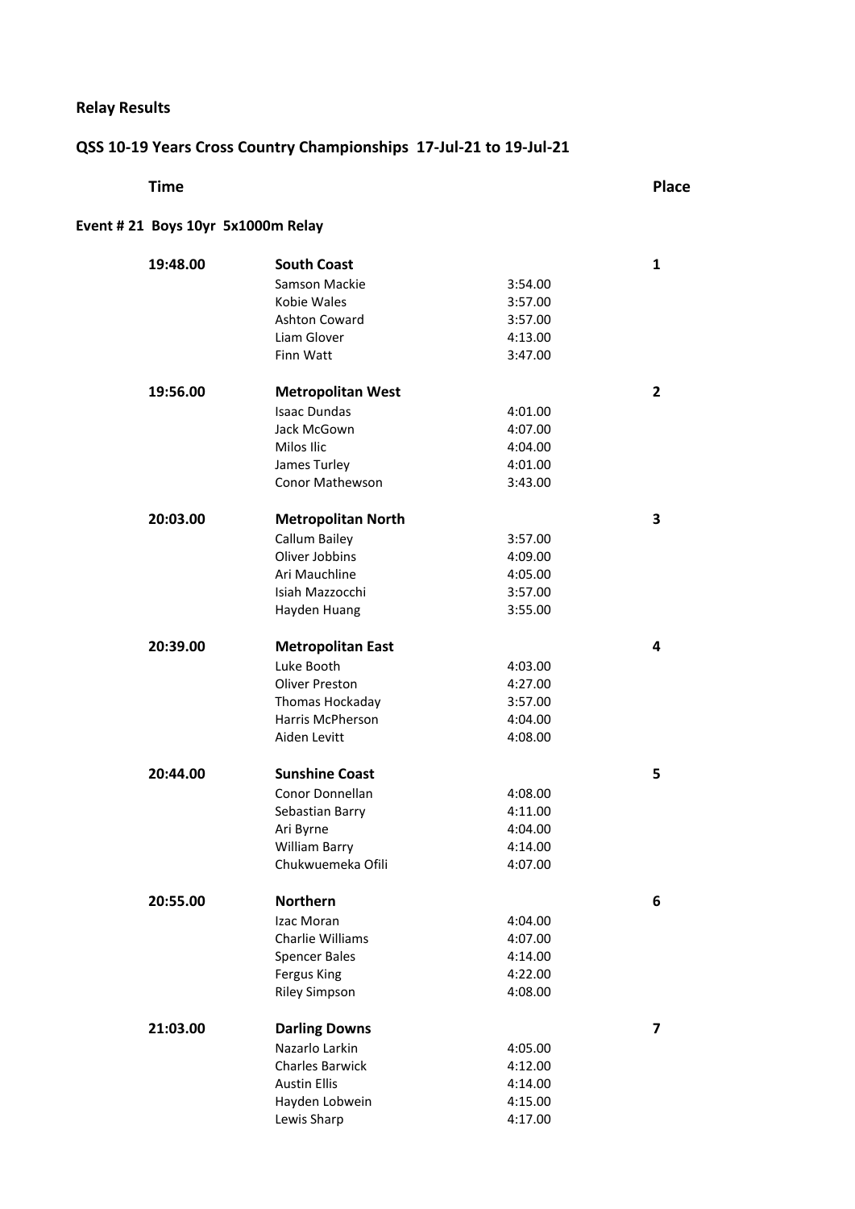## Relay Results

### QSS 10-19 Years Cross Country Championships 17-Jul-21 to 19-Jul-21

| Time | | | Place |
|---|---|---|---|
| **Event # 21 Boys 10yr 5x1000m Relay** | | | |
| **19:48.00** | **South Coast** | | **1** |
| | Samson Mackie | 3:54.00 | |
| | Kobie Wales | 3:57.00 | |
| | Ashton Coward | 3:57.00 | |
| | Liam Glover | 4:13.00 | |
| | Finn Watt | 3:47.00 | |
| **19:56.00** | **Metropolitan West** | | **2** |
| | Isaac Dundas | 4:01.00 | |
| | Jack McGown | 4:07.00 | |
| | Milos Ilic | 4:04.00 | |
| | James Turley | 4:01.00 | |
| | Conor Mathewson | 3:43.00 | |
| **20:03.00** | **Metropolitan North** | | **3** |
| | Callum Bailey | 3:57.00 | |
| | Oliver Jobbins | 4:09.00 | |
| | Ari Mauchline | 4:05.00 | |
| | Isiah Mazzocchi | 3:57.00 | |
| | Hayden Huang | 3:55.00 | |
| **20:39.00** | **Metropolitan East** | | **4** |
| | Luke Booth | 4:03.00 | |
| | Oliver Preston | 4:27.00 | |
| | Thomas Hockaday | 3:57.00 | |
| | Harris McPherson | 4:04.00 | |
| | Aiden Levitt | 4:08.00 | |
| **20:44.00** | **Sunshine Coast** | | **5** |
| | Conor Donnellan | 4:08.00 | |
| | Sebastian Barry | 4:11.00 | |
| | Ari Byrne | 4:04.00 | |
| | William Barry | 4:14.00 | |
| | Chukwuemeka Ofili | 4:07.00 | |
| **20:55.00** | **Northern** | | **6** |
| | Izac Moran | 4:04.00 | |
| | Charlie Williams | 4:07.00 | |
| | Spencer Bales | 4:14.00 | |
| | Fergus King | 4:22.00 | |
| | Riley Simpson | 4:08.00 | |
| **21:03.00** | **Darling Downs** | | **7** |
| | Nazarlo Larkin | 4:05.00 | |
| | Charles Barwick | 4:12.00 | |
| | Austin Ellis | 4:14.00 | |
| | Hayden Lobwein | 4:15.00 | |
| | Lewis Sharp | 4:17.00 | |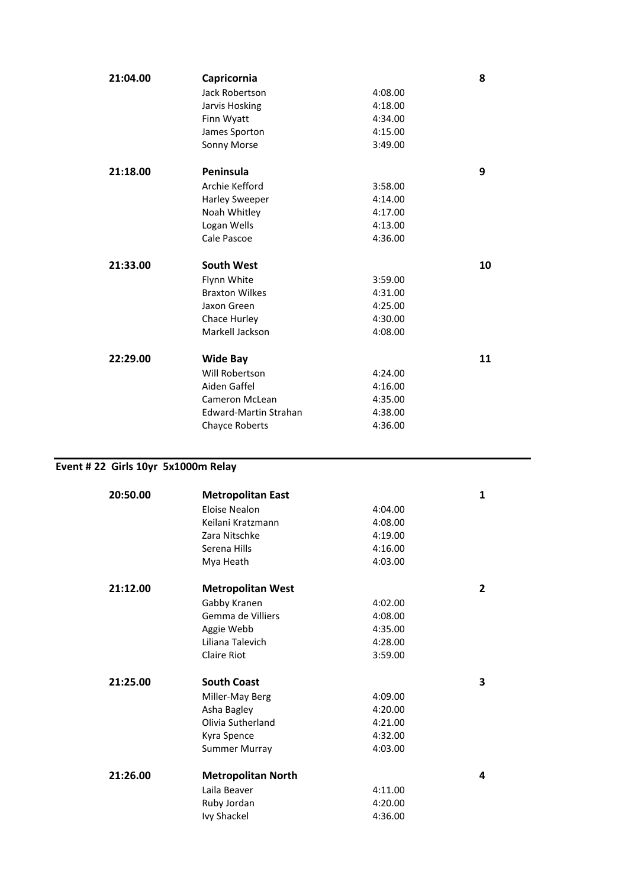| Time | Team / Athlete | Split | Place |
|---|---|---|---|
| **21:04.00** | **Capricornia** | | **8** |
| | Jack Robertson | 4:08.00 | |
| | Jarvis Hosking | 4:18.00 | |
| | Finn Wyatt | 4:34.00 | |
| | James Sporton | 4:15.00 | |
| | Sonny Morse | 3:49.00 | |
| **21:18.00** | **Peninsula** | | **9** |
| | Archie Kefford | 3:58.00 | |
| | Harley Sweeper | 4:14.00 | |
| | Noah Whitley | 4:17.00 | |
| | Logan Wells | 4:13.00 | |
| | Cale Pascoe | 4:36.00 | |
| **21:33.00** | **South West** | | **10** |
| | Flynn White | 3:59.00 | |
| | Braxton Wilkes | 4:31.00 | |
| | Jaxon Green | 4:25.00 | |
| | Chace Hurley | 4:30.00 | |
| | Markell Jackson | 4:08.00 | |
| **22:29.00** | **Wide Bay** | | **11** |
| | Will Robertson | 4:24.00 | |
| | Aiden Gaffel | 4:16.00 | |
| | Cameron McLean | 4:35.00 | |
| | Edward-Martin Strahan | 4:38.00 | |
| | Chayce Roberts | 4:36.00 | |

## Event # 22 Girls 10yr 5x1000m Relay

| Time | Team / Athlete | Split | Place |
|---|---|---|---|
| **20:50.00** | **Metropolitan East** | | **1** |
| | Eloise Nealon | 4:04.00 | |
| | Keilani Kratzmann | 4:08.00 | |
| | Zara Nitschke | 4:19.00 | |
| | Serena Hills | 4:16.00 | |
| | Mya Heath | 4:03.00 | |
| **21:12.00** | **Metropolitan West** | | **2** |
| | Gabby Kranen | 4:02.00 | |
| | Gemma de Villiers | 4:08.00 | |
| | Aggie Webb | 4:35.00 | |
| | Liliana Talevich | 4:28.00 | |
| | Claire Riot | 3:59.00 | |
| **21:25.00** | **South Coast** | | **3** |
| | Miller-May Berg | 4:09.00 | |
| | Asha Bagley | 4:20.00 | |
| | Olivia Sutherland | 4:21.00 | |
| | Kyra Spence | 4:32.00 | |
| | Summer Murray | 4:03.00 | |
| **21:26.00** | **Metropolitan North** | | **4** |
| | Laila Beaver | 4:11.00 | |
| | Ruby Jordan | 4:20.00 | |
| | Ivy Shackel | 4:36.00 | |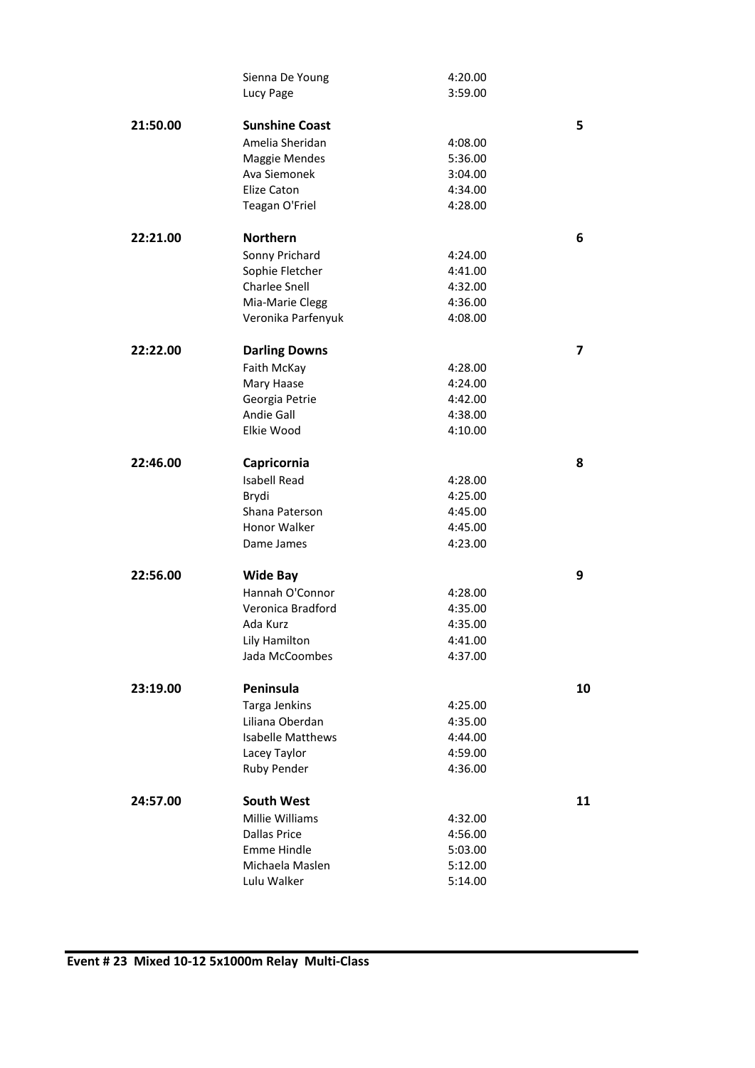| | | | |
|---|---|---|---|
| | Sienna De Young | 4:20.00 | |
| | Lucy Page | 3:59.00 | |
| **21:50.00** | **Sunshine Coast** | | **5** |
| | Amelia Sheridan | 4:08.00 | |
| | Maggie Mendes | 5:36.00 | |
| | Ava Siemonek | 3:04.00 | |
| | Elize Caton | 4:34.00 | |
| | Teagan O'Friel | 4:28.00 | |
| **22:21.00** | **Northern** | | **6** |
| | Sonny Prichard | 4:24.00 | |
| | Sophie Fletcher | 4:41.00 | |
| | Charlee Snell | 4:32.00 | |
| | Mia-Marie Clegg | 4:36.00 | |
| | Veronika Parfenyuk | 4:08.00 | |
| **22:22.00** | **Darling Downs** | | **7** |
| | Faith McKay | 4:28.00 | |
| | Mary Haase | 4:24.00 | |
| | Georgia Petrie | 4:42.00 | |
| | Andie Gall | 4:38.00 | |
| | Elkie Wood | 4:10.00 | |
| **22:46.00** | **Capricornia** | | **8** |
| | Isabell Read | 4:28.00 | |
| | Brydi | 4:25.00 | |
| | Shana Paterson | 4:45.00 | |
| | Honor Walker | 4:45.00 | |
| | Dame James | 4:23.00 | |
| **22:56.00** | **Wide Bay** | | **9** |
| | Hannah O'Connor | 4:28.00 | |
| | Veronica Bradford | 4:35.00 | |
| | Ada Kurz | 4:35.00 | |
| | Lily Hamilton | 4:41.00 | |
| | Jada McCoombes | 4:37.00 | |
| **23:19.00** | **Peninsula** | | **10** |
| | Targa Jenkins | 4:25.00 | |
| | Liliana Oberdan | 4:35.00 | |
| | Isabelle Matthews | 4:44.00 | |
| | Lacey Taylor | 4:59.00 | |
| | Ruby Pender | 4:36.00 | |
| **24:57.00** | **South West** | | **11** |
| | Millie Williams | 4:32.00 | |
| | Dallas Price | 4:56.00 | |
| | Emme Hindle | 5:03.00 | |
| | Michaela Maslen | 5:12.00 | |
| | Lulu Walker | 5:14.00 | |

**Event # 23 Mixed 10-12 5x1000m Relay Multi-Class**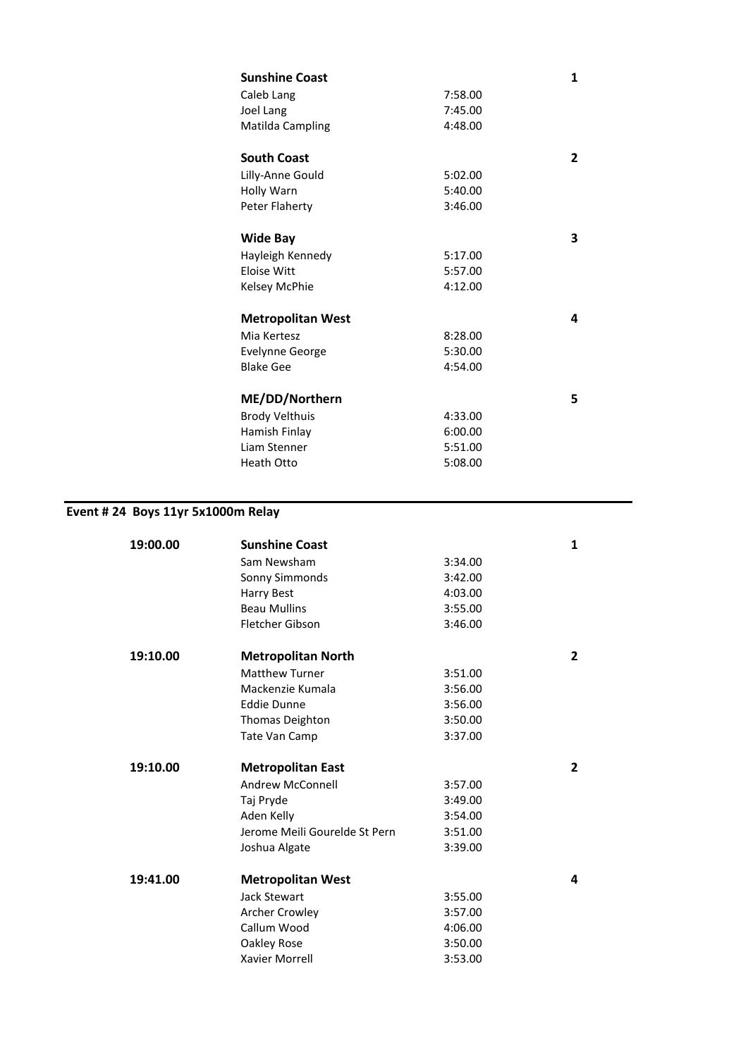| | | | |
|---|---|---|---|
| | **Sunshine Coast** | | **1** |
| | Caleb Lang | 7:58.00 | |
| | Joel Lang | 7:45.00 | |
| | Matilda Campling | 4:48.00 | |
| | **South Coast** | | **2** |
| | Lilly-Anne Gould | 5:02.00 | |
| | Holly Warn | 5:40.00 | |
| | Peter Flaherty | 3:46.00 | |
| | **Wide Bay** | | **3** |
| | Hayleigh Kennedy | 5:17.00 | |
| | Eloise Witt | 5:57.00 | |
| | Kelsey McPhie | 4:12.00 | |
| | **Metropolitan West** | | **4** |
| | Mia Kertesz | 8:28.00 | |
| | Evelynne George | 5:30.00 | |
| | Blake Gee | 4:54.00 | |
| | **ME/DD/Northern** | | **5** |
| | Brody Velthuis | 4:33.00 | |
| | Hamish Finlay | 6:00.00 | |
| | Liam Stenner | 5:51.00 | |
| | Heath Otto | 5:08.00 | |

## Event # 24 Boys 11yr 5x1000m Relay

| | | | |
|---|---|---|---|
| **19:00.00** | **Sunshine Coast** | | **1** |
| | Sam Newsham | 3:34.00 | |
| | Sonny Simmonds | 3:42.00 | |
| | Harry Best | 4:03.00 | |
| | Beau Mullins | 3:55.00 | |
| | Fletcher Gibson | 3:46.00 | |
| **19:10.00** | **Metropolitan North** | | **2** |
| | Matthew Turner | 3:51.00 | |
| | Mackenzie Kumala | 3:56.00 | |
| | Eddie Dunne | 3:56.00 | |
| | Thomas Deighton | 3:50.00 | |
| | Tate Van Camp | 3:37.00 | |
| **19:10.00** | **Metropolitan East** | | **2** |
| | Andrew McConnell | 3:57.00 | |
| | Taj Pryde | 3:49.00 | |
| | Aden Kelly | 3:54.00 | |
| | Jerome Meili Gourelde St Pern | 3:51.00 | |
| | Joshua Algate | 3:39.00 | |
| **19:41.00** | **Metropolitan West** | | **4** |
| | Jack Stewart | 3:55.00 | |
| | Archer Crowley | 3:57.00 | |
| | Callum Wood | 4:06.00 | |
| | Oakley Rose | 3:50.00 | |
| | Xavier Morrell | 3:53.00 | |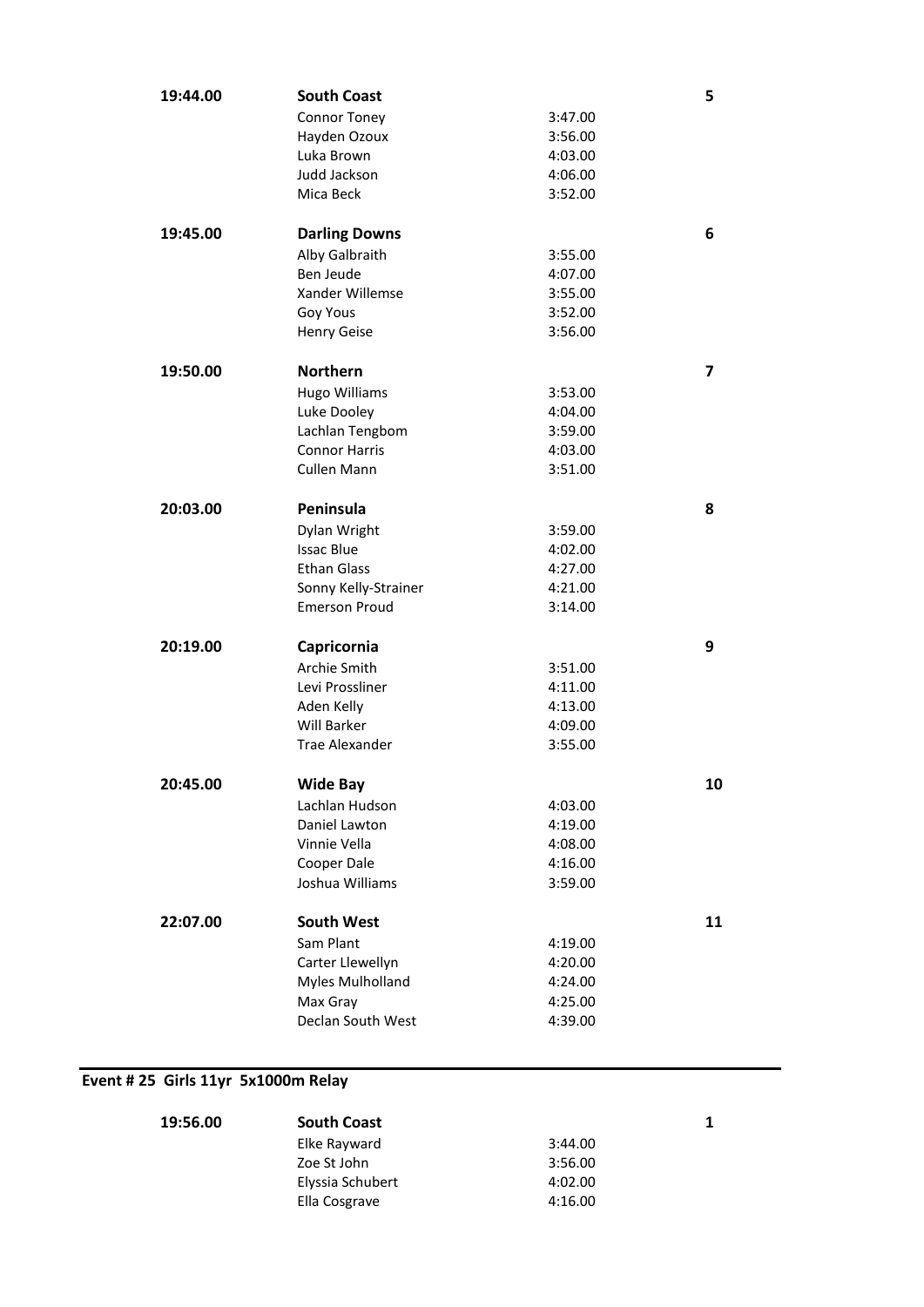| Time | Team / Athlete | Split | Place |
|---|---|---|---|
| **19:44.00** | **South Coast** | | **5** |
| | Connor Toney | 3:47.00 | |
| | Hayden Ozoux | 3:56.00 | |
| | Luka Brown | 4:03.00 | |
| | Judd Jackson | 4:06.00 | |
| | Mica Beck | 3:52.00 | |
| **19:45.00** | **Darling Downs** | | **6** |
| | Alby Galbraith | 3:55.00 | |
| | Ben Jeude | 4:07.00 | |
| | Xander Willemse | 3:55.00 | |
| | Goy Yous | 3:52.00 | |
| | Henry Geise | 3:56.00 | |
| **19:50.00** | **Northern** | | **7** |
| | Hugo Williams | 3:53.00 | |
| | Luke Dooley | 4:04.00 | |
| | Lachlan Tengbom | 3:59.00 | |
| | Connor Harris | 4:03.00 | |
| | Cullen Mann | 3:51.00 | |
| **20:03.00** | **Peninsula** | | **8** |
| | Dylan Wright | 3:59.00 | |
| | Issac Blue | 4:02.00 | |
| | Ethan Glass | 4:27.00 | |
| | Sonny Kelly-Strainer | 4:21.00 | |
| | Emerson Proud | 3:14.00 | |
| **20:19.00** | **Capricornia** | | **9** |
| | Archie Smith | 3:51.00 | |
| | Levi Prossliner | 4:11.00 | |
| | Aden Kelly | 4:13.00 | |
| | Will Barker | 4:09.00 | |
| | Trae Alexander | 3:55.00 | |
| **20:45.00** | **Wide Bay** | | **10** |
| | Lachlan Hudson | 4:03.00 | |
| | Daniel Lawton | 4:19.00 | |
| | Vinnie Vella | 4:08.00 | |
| | Cooper Dale | 4:16.00 | |
| | Joshua Williams | 3:59.00 | |
| **22:07.00** | **South West** | | **11** |
| | Sam Plant | 4:19.00 | |
| | Carter Llewellyn | 4:20.00 | |
| | Myles Mulholland | 4:24.00 | |
| | Max Gray | 4:25.00 | |
| | Declan South West | 4:39.00 | |

## Event # 25 Girls 11yr 5x1000m Relay

| Time | Team / Athlete | Split | Place |
|---|---|---|---|
| **19:56.00** | **South Coast** | | **1** |
| | Elke Rayward | 3:44.00 | |
| | Zoe St John | 3:56.00 | |
| | Elyssia Schubert | 4:02.00 | |
| | Ella Cosgrave | 4:16.00 | |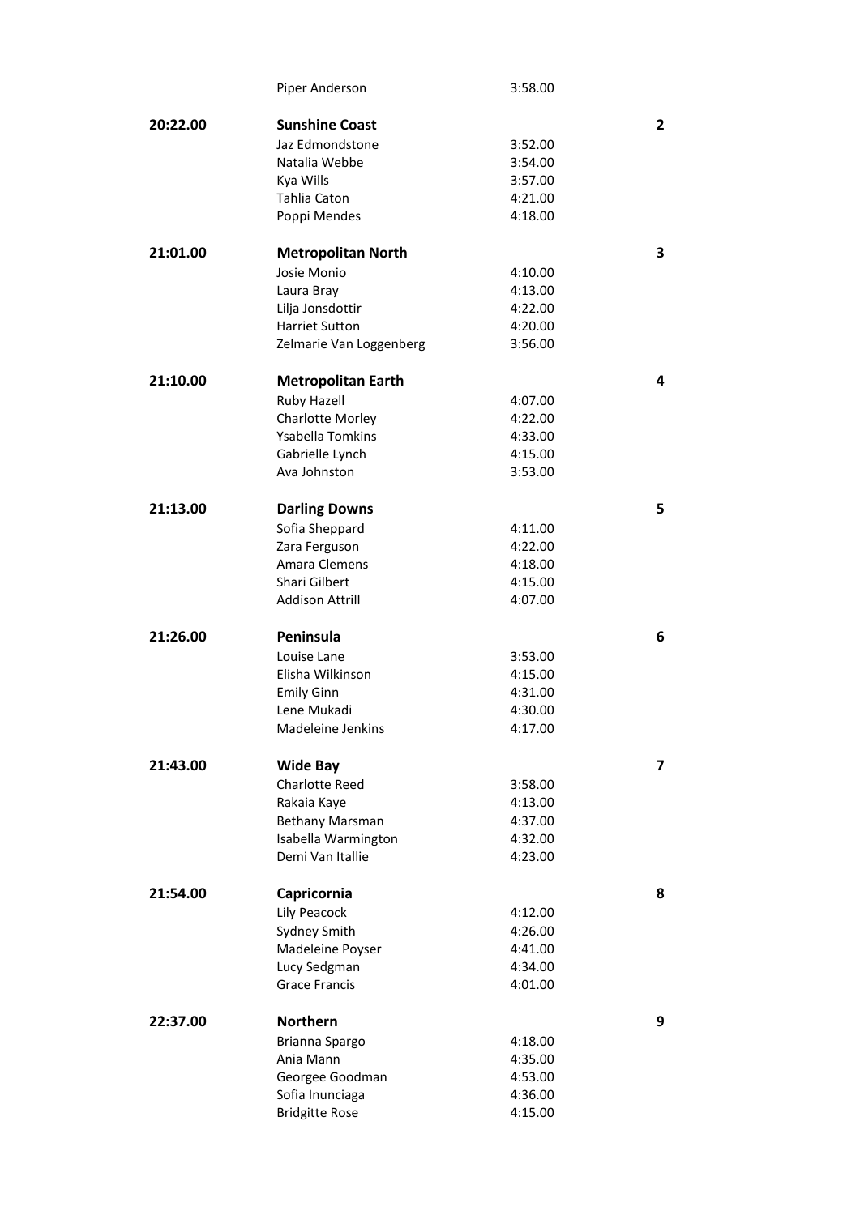| Time | Team / Runner | Split | Place |
|---|---|---|---|
| | Piper Anderson | 3:58.00 | |
| **20:22.00** | **Sunshine Coast** | | **2** |
| | Jaz Edmondstone | 3:52.00 | |
| | Natalia Webbe | 3:54.00 | |
| | Kya Wills | 3:57.00 | |
| | Tahlia Caton | 4:21.00 | |
| | Poppi Mendes | 4:18.00 | |
| **21:01.00** | **Metropolitan North** | | **3** |
| | Josie Monio | 4:10.00 | |
| | Laura Bray | 4:13.00 | |
| | Lilja Jonsdottir | 4:22.00 | |
| | Harriet Sutton | 4:20.00 | |
| | Zelmarie Van Loggenberg | 3:56.00 | |
| **21:10.00** | **Metropolitan Earth** | | **4** |
| | Ruby Hazell | 4:07.00 | |
| | Charlotte Morley | 4:22.00 | |
| | Ysabella Tomkins | 4:33.00 | |
| | Gabrielle Lynch | 4:15.00 | |
| | Ava Johnston | 3:53.00 | |
| **21:13.00** | **Darling Downs** | | **5** |
| | Sofia Sheppard | 4:11.00 | |
| | Zara Ferguson | 4:22.00 | |
| | Amara Clemens | 4:18.00 | |
| | Shari Gilbert | 4:15.00 | |
| | Addison Attrill | 4:07.00 | |
| **21:26.00** | **Peninsula** | | **6** |
| | Louise Lane | 3:53.00 | |
| | Elisha Wilkinson | 4:15.00 | |
| | Emily Ginn | 4:31.00 | |
| | Lene Mukadi | 4:30.00 | |
| | Madeleine Jenkins | 4:17.00 | |
| **21:43.00** | **Wide Bay** | | **7** |
| | Charlotte Reed | 3:58.00 | |
| | Rakaia Kaye | 4:13.00 | |
| | Bethany Marsman | 4:37.00 | |
| | Isabella Warmington | 4:32.00 | |
| | Demi Van Itallie | 4:23.00 | |
| **21:54.00** | **Capricornia** | | **8** |
| | Lily Peacock | 4:12.00 | |
| | Sydney Smith | 4:26.00 | |
| | Madeleine Poyser | 4:41.00 | |
| | Lucy Sedgman | 4:34.00 | |
| | Grace Francis | 4:01.00 | |
| **22:37.00** | **Northern** | | **9** |
| | Brianna Spargo | 4:18.00 | |
| | Ania Mann | 4:35.00 | |
| | Georgee Goodman | 4:53.00 | |
| | Sofia Inunciaga | 4:36.00 | |
| | Bridgitte Rose | 4:15.00 | |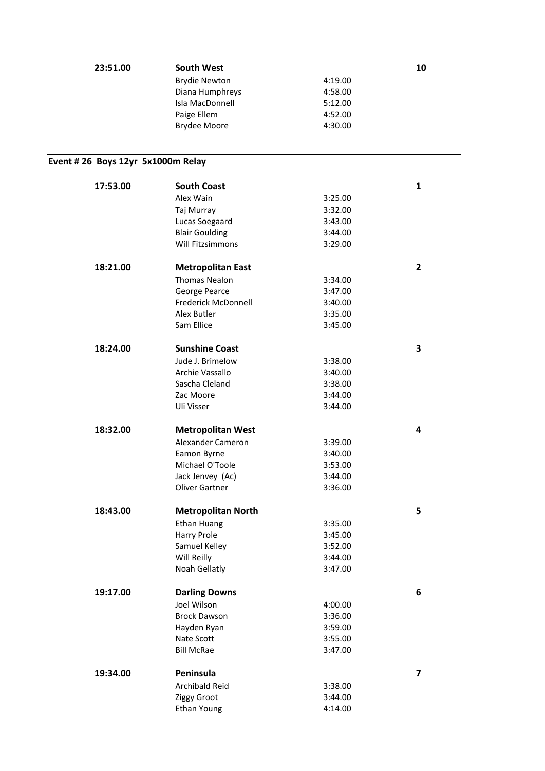| | | | |
|---|---|---|---|
| 23:51.00 | **South West** | | 10 |
| | Brydie Newton | 4:19.00 | |
| | Diana Humphreys | 4:58.00 | |
| | Isla MacDonnell | 5:12.00 | |
| | Paige Ellem | 4:52.00 | |
| | Brydee Moore | 4:30.00 | |

## Event # 26 Boys 12yr 5x1000m Relay

| | | | |
|---|---|---|---|
| 17:53.00 | **South Coast** | | 1 |
| | Alex Wain | 3:25.00 | |
| | Taj Murray | 3:32.00 | |
| | Lucas Soegaard | 3:43.00 | |
| | Blair Goulding | 3:44.00 | |
| | Will Fitzsimmons | 3:29.00 | |
| 18:21.00 | **Metropolitan East** | | 2 |
| | Thomas Nealon | 3:34.00 | |
| | George Pearce | 3:47.00 | |
| | Frederick McDonnell | 3:40.00 | |
| | Alex Butler | 3:35.00 | |
| | Sam Ellice | 3:45.00 | |
| 18:24.00 | **Sunshine Coast** | | 3 |
| | Jude J. Brimelow | 3:38.00 | |
| | Archie Vassallo | 3:40.00 | |
| | Sascha Cleland | 3:38.00 | |
| | Zac Moore | 3:44.00 | |
| | Uli Visser | 3:44.00 | |
| 18:32.00 | **Metropolitan West** | | 4 |
| | Alexander Cameron | 3:39.00 | |
| | Eamon Byrne | 3:40.00 | |
| | Michael O'Toole | 3:53.00 | |
| | Jack Jenvey (Ac) | 3:44.00 | |
| | Oliver Gartner | 3:36.00 | |
| 18:43.00 | **Metropolitan North** | | 5 |
| | Ethan Huang | 3:35.00 | |
| | Harry Prole | 3:45.00 | |
| | Samuel Kelley | 3:52.00 | |
| | Will Reilly | 3:44.00 | |
| | Noah Gellatly | 3:47.00 | |
| 19:17.00 | **Darling Downs** | | 6 |
| | Joel Wilson | 4:00.00 | |
| | Brock Dawson | 3:36.00 | |
| | Hayden Ryan | 3:59.00 | |
| | Nate Scott | 3:55.00 | |
| | Bill McRae | 3:47.00 | |
| 19:34.00 | **Peninsula** | | 7 |
| | Archibald Reid | 3:38.00 | |
| | Ziggy Groot | 3:44.00 | |
| | Ethan Young | 4:14.00 | |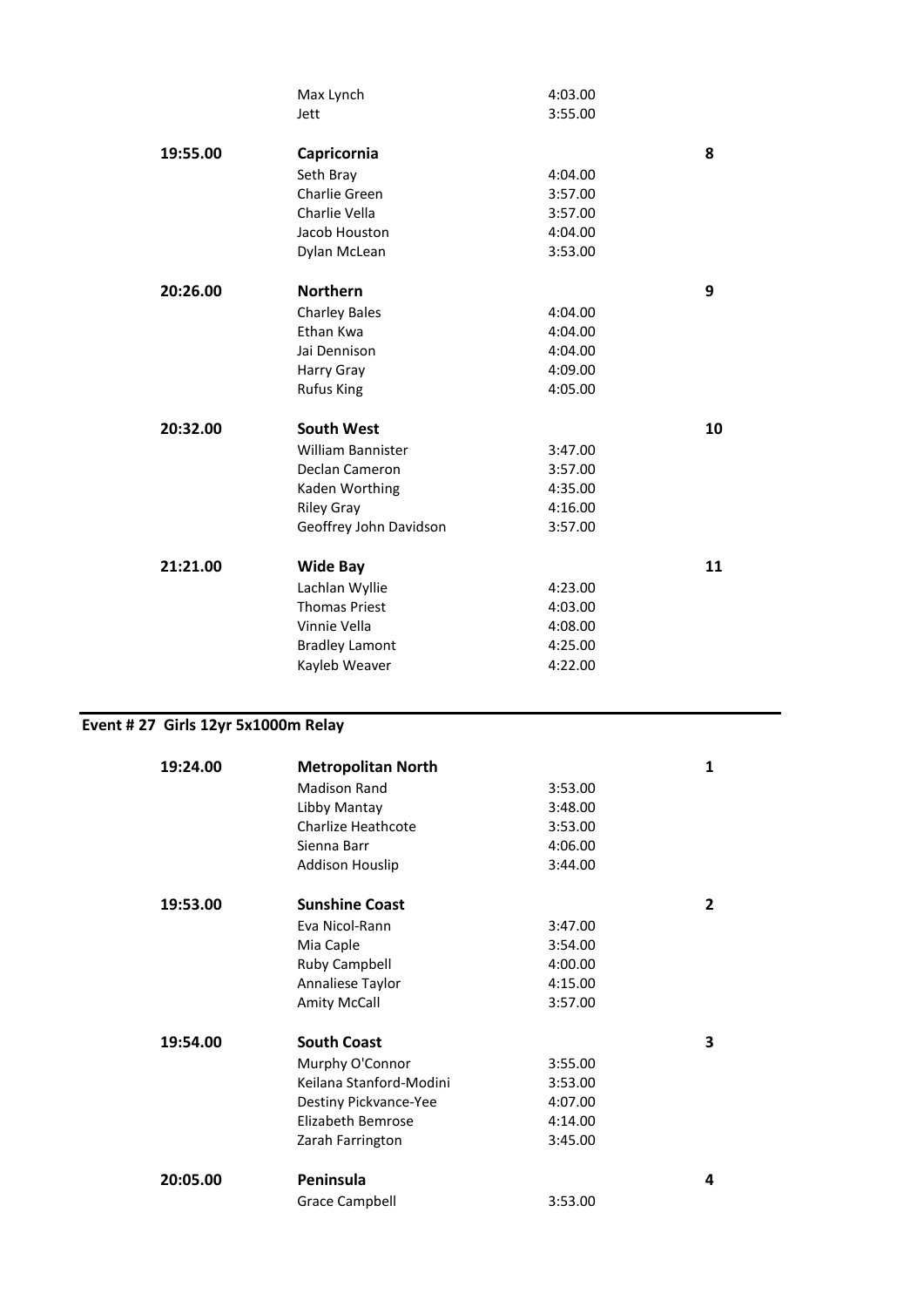| | | | |
|---|---|---|---|
| | Max Lynch | 4:03.00 | |
| | Jett | 3:55.00 | |
| **19:55.00** | **Capricornia** | | **8** |
| | Seth Bray | 4:04.00 | |
| | Charlie Green | 3:57.00 | |
| | Charlie Vella | 3:57.00 | |
| | Jacob Houston | 4:04.00 | |
| | Dylan McLean | 3:53.00 | |
| **20:26.00** | **Northern** | | **9** |
| | Charley Bales | 4:04.00 | |
| | Ethan Kwa | 4:04.00 | |
| | Jai Dennison | 4:04.00 | |
| | Harry Gray | 4:09.00 | |
| | Rufus King | 4:05.00 | |
| **20:32.00** | **South West** | | **10** |
| | William Bannister | 3:47.00 | |
| | Declan Cameron | 3:57.00 | |
| | Kaden Worthing | 4:35.00 | |
| | Riley Gray | 4:16.00 | |
| | Geoffrey John Davidson | 3:57.00 | |
| **21:21.00** | **Wide Bay** | | **11** |
| | Lachlan Wyllie | 4:23.00 | |
| | Thomas Priest | 4:03.00 | |
| | Vinnie Vella | 4:08.00 | |
| | Bradley Lamont | 4:25.00 | |
| | Kayleb Weaver | 4:22.00 | |

## Event # 27 Girls 12yr 5x1000m Relay

| | | | |
|---|---|---|---|
| **19:24.00** | **Metropolitan North** | | **1** |
| | Madison Rand | 3:53.00 | |
| | Libby Mantay | 3:48.00 | |
| | Charlize Heathcote | 3:53.00 | |
| | Sienna Barr | 4:06.00 | |
| | Addison Houslip | 3:44.00 | |
| **19:53.00** | **Sunshine Coast** | | **2** |
| | Eva Nicol-Rann | 3:47.00 | |
| | Mia Caple | 3:54.00 | |
| | Ruby Campbell | 4:00.00 | |
| | Annaliese Taylor | 4:15.00 | |
| | Amity McCall | 3:57.00 | |
| **19:54.00** | **South Coast** | | **3** |
| | Murphy O'Connor | 3:55.00 | |
| | Keilana Stanford-Modini | 3:53.00 | |
| | Destiny Pickvance-Yee | 4:07.00 | |
| | Elizabeth Bemrose | 4:14.00 | |
| | Zarah Farrington | 3:45.00 | |
| **20:05.00** | **Peninsula** | | **4** |
| | Grace Campbell | 3:53.00 | |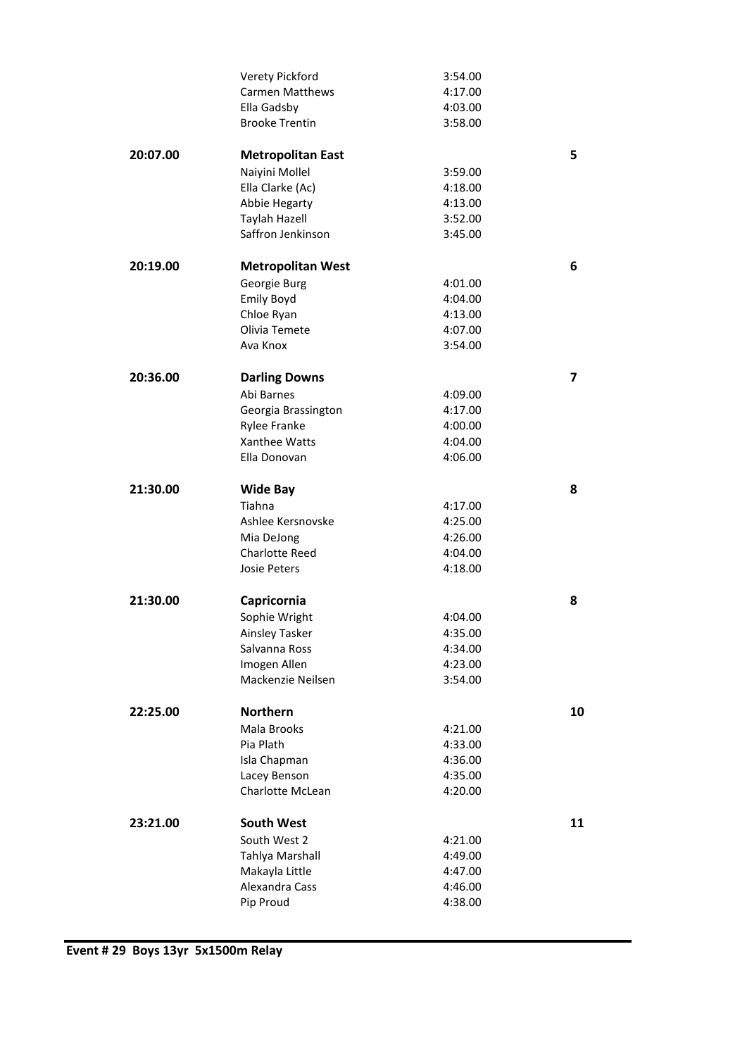| | | | |
|---|---|---|---|
| | Verety Pickford | 3:54.00 | |
| | Carmen Matthews | 4:17.00 | |
| | Ella Gadsby | 4:03.00 | |
| | Brooke Trentin | 3:58.00 | |
| **20:07.00** | **Metropolitan East** | | **5** |
| | Naiyini Mollel | 3:59.00 | |
| | Ella Clarke (Ac) | 4:18.00 | |
| | Abbie Hegarty | 4:13.00 | |
| | Taylah Hazell | 3:52.00 | |
| | Saffron Jenkinson | 3:45.00 | |
| **20:19.00** | **Metropolitan West** | | **6** |
| | Georgie Burg | 4:01.00 | |
| | Emily Boyd | 4:04.00 | |
| | Chloe Ryan | 4:13.00 | |
| | Olivia Temete | 4:07.00 | |
| | Ava Knox | 3:54.00 | |
| **20:36.00** | **Darling Downs** | | **7** |
| | Abi Barnes | 4:09.00 | |
| | Georgia Brassington | 4:17.00 | |
| | Rylee Franke | 4:00.00 | |
| | Xanthee Watts | 4:04.00 | |
| | Ella Donovan | 4:06.00 | |
| **21:30.00** | **Wide Bay** | | **8** |
| | Tiahna | 4:17.00 | |
| | Ashlee Kersnovske | 4:25.00 | |
| | Mia DeJong | 4:26.00 | |
| | Charlotte Reed | 4:04.00 | |
| | Josie Peters | 4:18.00 | |
| **21:30.00** | **Capricornia** | | **8** |
| | Sophie Wright | 4:04.00 | |
| | Ainsley Tasker | 4:35.00 | |
| | Salvanna Ross | 4:34.00 | |
| | Imogen Allen | 4:23.00 | |
| | Mackenzie Neilsen | 3:54.00 | |
| **22:25.00** | **Northern** | | **10** |
| | Mala Brooks | 4:21.00 | |
| | Pia Plath | 4:33.00 | |
| | Isla Chapman | 4:36.00 | |
| | Lacey Benson | 4:35.00 | |
| | Charlotte McLean | 4:20.00 | |
| **23:21.00** | **South West** | | **11** |
| | South West 2 | 4:21.00 | |
| | Tahlya Marshall | 4:49.00 | |
| | Makayla Little | 4:47.00 | |
| | Alexandra Cass | 4:46.00 | |
| | Pip Proud | 4:38.00 | |

**Event # 29 Boys 13yr 5x1500m Relay**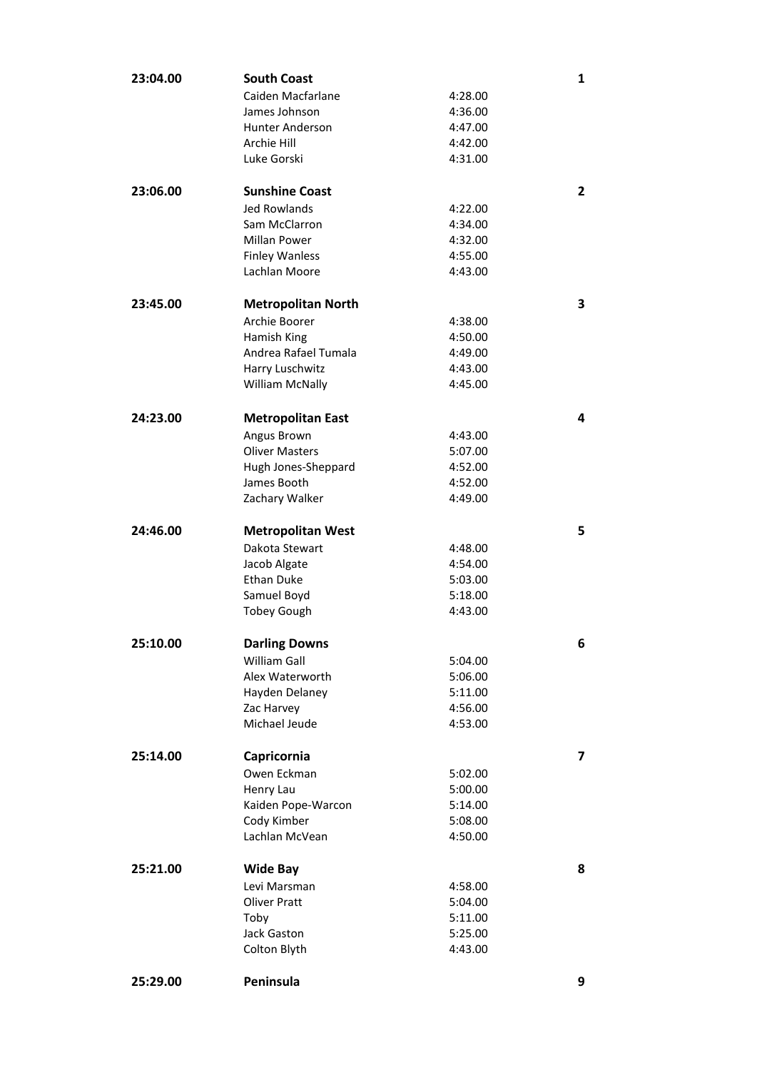| Team Time | Team / Athlete | Time | Place |
|---|---|---|---|
| **23:04.00** | **South Coast** | | **1** |
| | Caiden Macfarlane | 4:28.00 | |
| | James Johnson | 4:36.00 | |
| | Hunter Anderson | 4:47.00 | |
| | Archie Hill | 4:42.00 | |
| | Luke Gorski | 4:31.00 | |
| **23:06.00** | **Sunshine Coast** | | **2** |
| | Jed Rowlands | 4:22.00 | |
| | Sam McClarron | 4:34.00 | |
| | Millan Power | 4:32.00 | |
| | Finley Wanless | 4:55.00 | |
| | Lachlan Moore | 4:43.00 | |
| **23:45.00** | **Metropolitan North** | | **3** |
| | Archie Boorer | 4:38.00 | |
| | Hamish King | 4:50.00 | |
| | Andrea Rafael Tumala | 4:49.00 | |
| | Harry Luschwitz | 4:43.00 | |
| | William McNally | 4:45.00 | |
| **24:23.00** | **Metropolitan East** | | **4** |
| | Angus Brown | 4:43.00 | |
| | Oliver Masters | 5:07.00 | |
| | Hugh Jones-Sheppard | 4:52.00 | |
| | James Booth | 4:52.00 | |
| | Zachary Walker | 4:49.00 | |
| **24:46.00** | **Metropolitan West** | | **5** |
| | Dakota Stewart | 4:48.00 | |
| | Jacob Algate | 4:54.00 | |
| | Ethan Duke | 5:03.00 | |
| | Samuel Boyd | 5:18.00 | |
| | Tobey Gough | 4:43.00 | |
| **25:10.00** | **Darling Downs** | | **6** |
| | William Gall | 5:04.00 | |
| | Alex Waterworth | 5:06.00 | |
| | Hayden Delaney | 5:11.00 | |
| | Zac Harvey | 4:56.00 | |
| | Michael Jeude | 4:53.00 | |
| **25:14.00** | **Capricornia** | | **7** |
| | Owen Eckman | 5:02.00 | |
| | Henry Lau | 5:00.00 | |
| | Kaiden Pope-Warcon | 5:14.00 | |
| | Cody Kimber | 5:08.00 | |
| | Lachlan McVean | 4:50.00 | |
| **25:21.00** | **Wide Bay** | | **8** |
| | Levi Marsman | 4:58.00 | |
| | Oliver Pratt | 5:04.00 | |
| | Toby | 5:11.00 | |
| | Jack Gaston | 5:25.00 | |
| | Colton Blyth | 4:43.00 | |
| **25:29.00** | **Peninsula** | | **9** |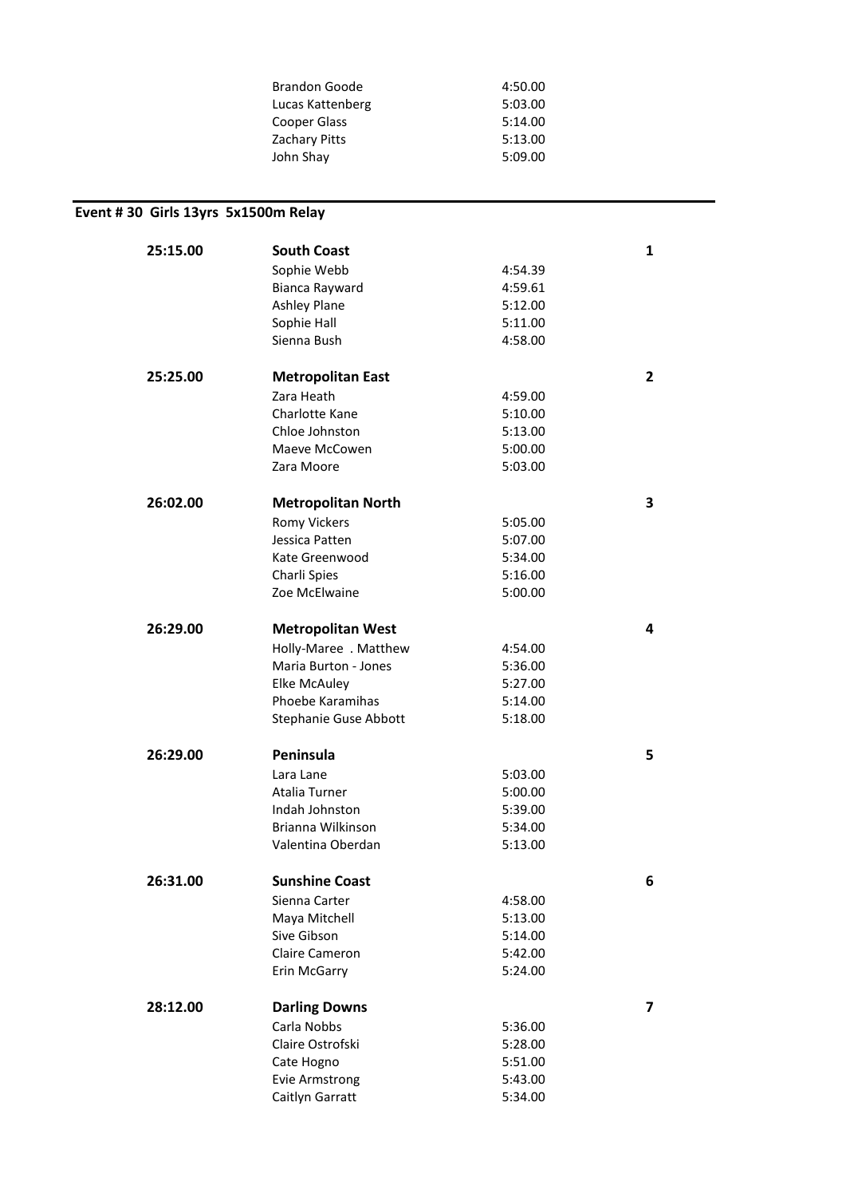| | | |
|---|---|---|
| Brandon Goode | 4:50.00 | |
| Lucas Kattenberg | 5:03.00 | |
| Cooper Glass | 5:14.00 | |
| Zachary Pitts | 5:13.00 | |
| John Shay | 5:09.00 | |

## Event # 30 Girls 13yrs 5x1500m Relay

| Time | Team / Athlete | Split | Place |
|---|---|---|---|
| 25:15.00 | **South Coast** | | 1 |
| | Sophie Webb | 4:54.39 | |
| | Bianca Rayward | 4:59.61 | |
| | Ashley Plane | 5:12.00 | |
| | Sophie Hall | 5:11.00 | |
| | Sienna Bush | 4:58.00 | |
| 25:25.00 | **Metropolitan East** | | 2 |
| | Zara Heath | 4:59.00 | |
| | Charlotte Kane | 5:10.00 | |
| | Chloe Johnston | 5:13.00 | |
| | Maeve McCowen | 5:00.00 | |
| | Zara Moore | 5:03.00 | |
| 26:02.00 | **Metropolitan North** | | 3 |
| | Romy Vickers | 5:05.00 | |
| | Jessica Patten | 5:07.00 | |
| | Kate Greenwood | 5:34.00 | |
| | Charli Spies | 5:16.00 | |
| | Zoe McElwaine | 5:00.00 | |
| 26:29.00 | **Metropolitan West** | | 4 |
| | Holly-Maree . Matthew | 4:54.00 | |
| | Maria Burton - Jones | 5:36.00 | |
| | Elke McAuley | 5:27.00 | |
| | Phoebe Karamihas | 5:14.00 | |
| | Stephanie Guse Abbott | 5:18.00 | |
| 26:29.00 | **Peninsula** | | 5 |
| | Lara Lane | 5:03.00 | |
| | Atalia Turner | 5:00.00 | |
| | Indah Johnston | 5:39.00 | |
| | Brianna Wilkinson | 5:34.00 | |
| | Valentina Oberdan | 5:13.00 | |
| 26:31.00 | **Sunshine Coast** | | 6 |
| | Sienna Carter | 4:58.00 | |
| | Maya Mitchell | 5:13.00 | |
| | Sive Gibson | 5:14.00 | |
| | Claire Cameron | 5:42.00 | |
| | Erin McGarry | 5:24.00 | |
| 28:12.00 | **Darling Downs** | | 7 |
| | Carla Nobbs | 5:36.00 | |
| | Claire Ostrofski | 5:28.00 | |
| | Cate Hogno | 5:51.00 | |
| | Evie Armstrong | 5:43.00 | |
| | Caitlyn Garratt | 5:34.00 | |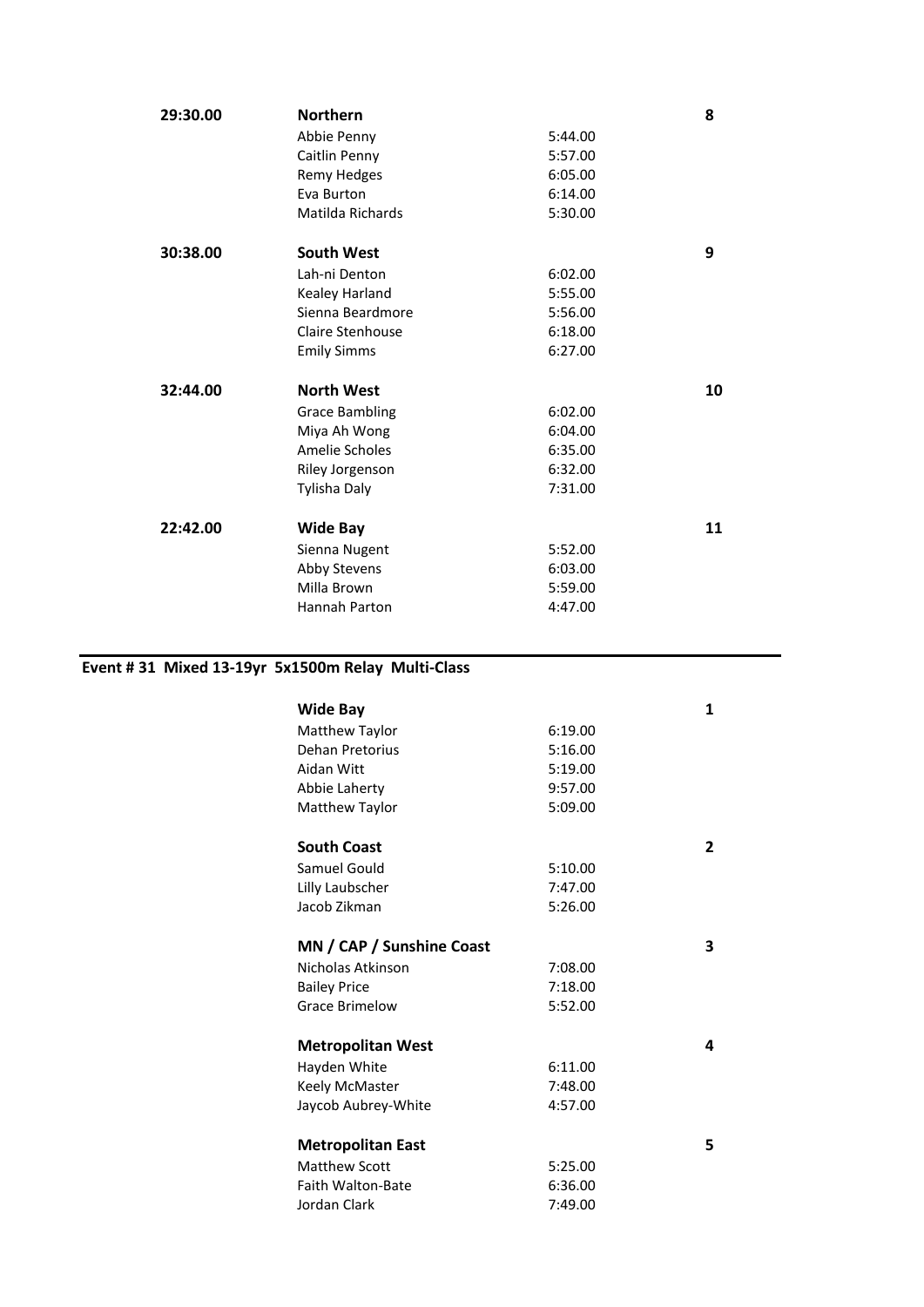| | | | |
|---|---|---|---|
| **29:30.00** | **Northern** | | **8** |
| | Abbie Penny | 5:44.00 | |
| | Caitlin Penny | 5:57.00 | |
| | Remy Hedges | 6:05.00 | |
| | Eva Burton | 6:14.00 | |
| | Matilda Richards | 5:30.00 | |
| **30:38.00** | **South West** | | **9** |
| | Lah-ni Denton | 6:02.00 | |
| | Kealey Harland | 5:55.00 | |
| | Sienna Beardmore | 5:56.00 | |
| | Claire Stenhouse | 6:18.00 | |
| | Emily Simms | 6:27.00 | |
| **32:44.00** | **North West** | | **10** |
| | Grace Bambling | 6:02.00 | |
| | Miya Ah Wong | 6:04.00 | |
| | Amelie Scholes | 6:35.00 | |
| | Riley Jorgenson | 6:32.00 | |
| | Tylisha Daly | 7:31.00 | |
| **22:42.00** | **Wide Bay** | | **11** |
| | Sienna Nugent | 5:52.00 | |
| | Abby Stevens | 6:03.00 | |
| | Milla Brown | 5:59.00 | |
| | Hannah Parton | 4:47.00 | |

## Event # 31 Mixed 13-19yr 5x1500m Relay Multi-Class

| | | | |
|---|---|---|---|
| | **Wide Bay** | | **1** |
| | Matthew Taylor | 6:19.00 | |
| | Dehan Pretorius | 5:16.00 | |
| | Aidan Witt | 5:19.00 | |
| | Abbie Laherty | 9:57.00 | |
| | Matthew Taylor | 5:09.00 | |
| | **South Coast** | | **2** |
| | Samuel Gould | 5:10.00 | |
| | Lilly Laubscher | 7:47.00 | |
| | Jacob Zikman | 5:26.00 | |
| | **MN / CAP / Sunshine Coast** | | **3** |
| | Nicholas Atkinson | 7:08.00 | |
| | Bailey Price | 7:18.00 | |
| | Grace Brimelow | 5:52.00 | |
| | **Metropolitan West** | | **4** |
| | Hayden White | 6:11.00 | |
| | Keely McMaster | 7:48.00 | |
| | Jaycob Aubrey-White | 4:57.00 | |
| | **Metropolitan East** | | **5** |
| | Matthew Scott | 5:25.00 | |
| | Faith Walton-Bate | 6:36.00 | |
| | Jordan Clark | 7:49.00 | |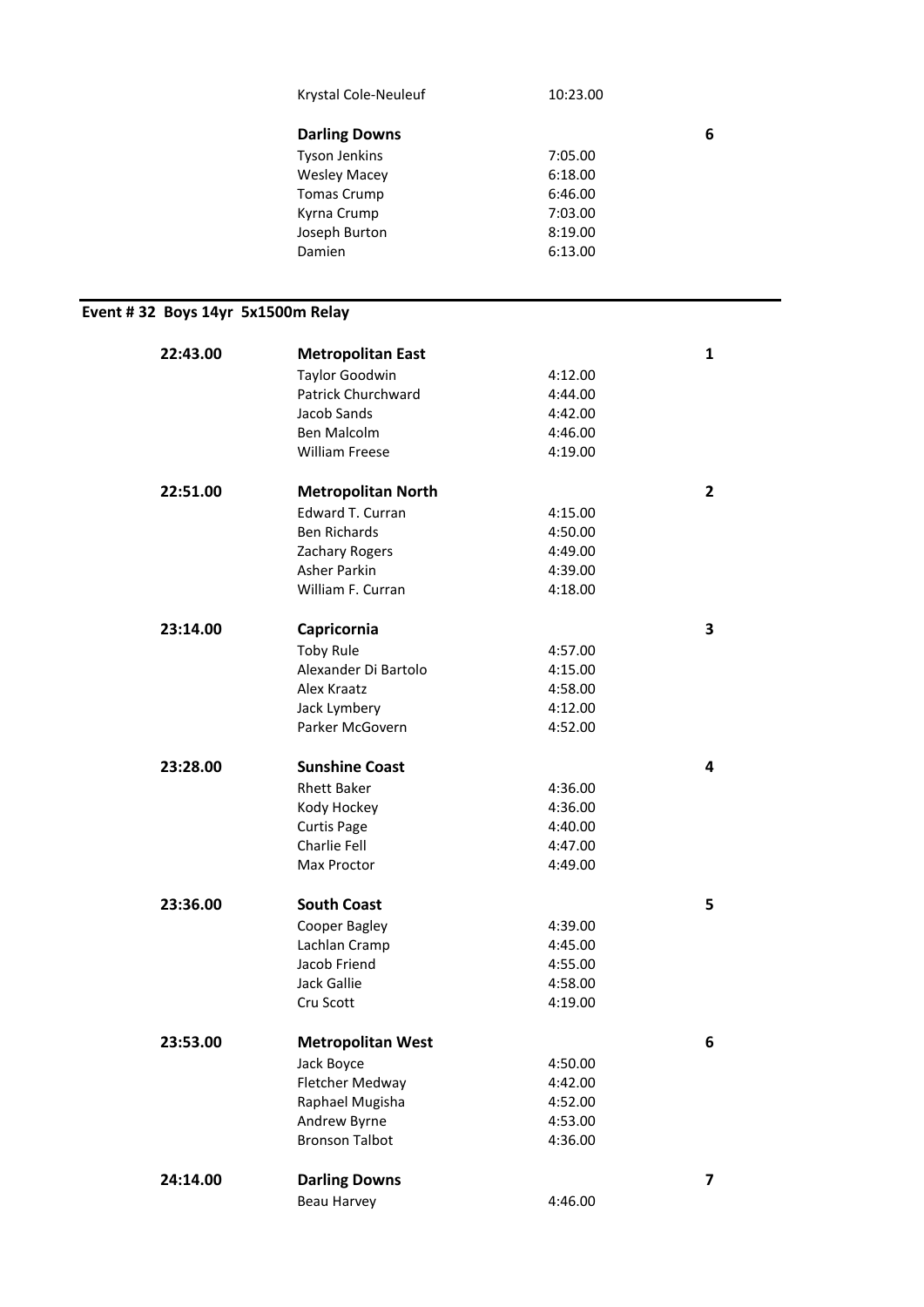| | | | |
|---|---|---|---|
| | Krystal Cole-Neuleuf | 10:23.00 | |
| | **Darling Downs** | | **6** |
| | Tyson Jenkins | 7:05.00 | |
| | Wesley Macey | 6:18.00 | |
| | Tomas Crump | 6:46.00 | |
| | Kyrna Crump | 7:03.00 | |
| | Joseph Burton | 8:19.00 | |
| | Damien | 6:13.00 | |

## Event # 32 Boys 14yr 5x1500m Relay

| | | | |
|---|---|---|---|
| **22:43.00** | **Metropolitan East** | | **1** |
| | Taylor Goodwin | 4:12.00 | |
| | Patrick Churchward | 4:44.00 | |
| | Jacob Sands | 4:42.00 | |
| | Ben Malcolm | 4:46.00 | |
| | William Freese | 4:19.00 | |
| **22:51.00** | **Metropolitan North** | | **2** |
| | Edward T. Curran | 4:15.00 | |
| | Ben Richards | 4:50.00 | |
| | Zachary Rogers | 4:49.00 | |
| | Asher Parkin | 4:39.00 | |
| | William F. Curran | 4:18.00 | |
| **23:14.00** | **Capricornia** | | **3** |
| | Toby Rule | 4:57.00 | |
| | Alexander Di Bartolo | 4:15.00 | |
| | Alex Kraatz | 4:58.00 | |
| | Jack Lymbery | 4:12.00 | |
| | Parker McGovern | 4:52.00 | |
| **23:28.00** | **Sunshine Coast** | | **4** |
| | Rhett Baker | 4:36.00 | |
| | Kody Hockey | 4:36.00 | |
| | Curtis Page | 4:40.00 | |
| | Charlie Fell | 4:47.00 | |
| | Max Proctor | 4:49.00 | |
| **23:36.00** | **South Coast** | | **5** |
| | Cooper Bagley | 4:39.00 | |
| | Lachlan Cramp | 4:45.00 | |
| | Jacob Friend | 4:55.00 | |
| | Jack Gallie | 4:58.00 | |
| | Cru Scott | 4:19.00 | |
| **23:53.00** | **Metropolitan West** | | **6** |
| | Jack Boyce | 4:50.00 | |
| | Fletcher Medway | 4:42.00 | |
| | Raphael Mugisha | 4:52.00 | |
| | Andrew Byrne | 4:53.00 | |
| | Bronson Talbot | 4:36.00 | |
| **24:14.00** | **Darling Downs** | | **7** |
| | Beau Harvey | 4:46.00 | |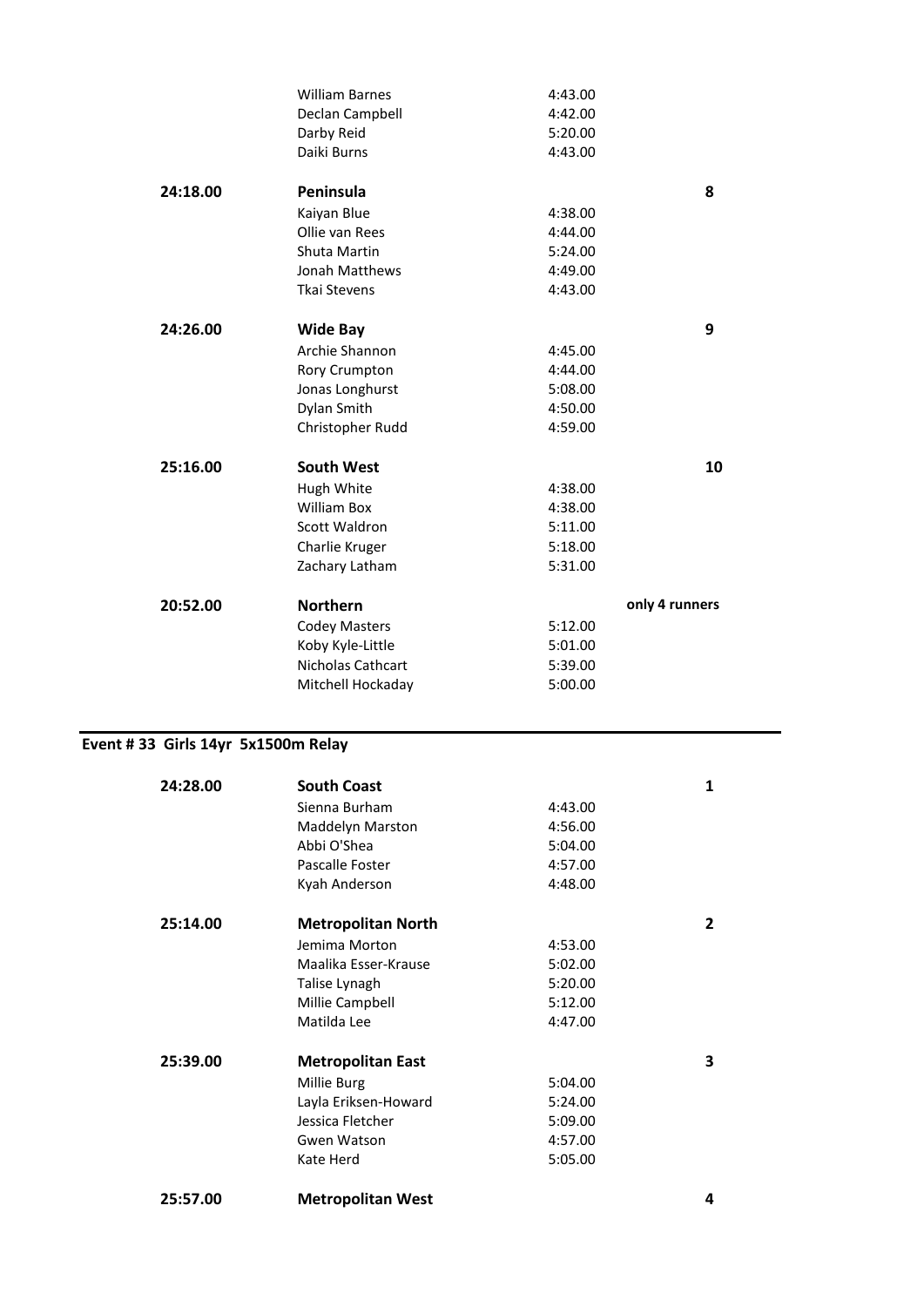| | | | |
|---|---|---|---|
| | William Barnes | 4:43.00 | |
| | Declan Campbell | 4:42.00 | |
| | Darby Reid | 5:20.00 | |
| | Daiki Burns | 4:43.00 | |
| **24:18.00** | **Peninsula** | | **8** |
| | Kaiyan Blue | 4:38.00 | |
| | Ollie van Rees | 4:44.00 | |
| | Shuta Martin | 5:24.00 | |
| | Jonah Matthews | 4:49.00 | |
| | Tkai Stevens | 4:43.00 | |
| **24:26.00** | **Wide Bay** | | **9** |
| | Archie Shannon | 4:45.00 | |
| | Rory Crumpton | 4:44.00 | |
| | Jonas Longhurst | 5:08.00 | |
| | Dylan Smith | 4:50.00 | |
| | Christopher Rudd | 4:59.00 | |
| **25:16.00** | **South West** | | **10** |
| | Hugh White | 4:38.00 | |
| | William Box | 4:38.00 | |
| | Scott Waldron | 5:11.00 | |
| | Charlie Kruger | 5:18.00 | |
| | Zachary Latham | 5:31.00 | |
| **20:52.00** | **Northern** | | **only 4 runners** |
| | Codey Masters | 5:12.00 | |
| | Koby Kyle-Little | 5:01.00 | |
| | Nicholas Cathcart | 5:39.00 | |
| | Mitchell Hockaday | 5:00.00 | |

## Event # 33 Girls 14yr 5x1500m Relay

| | | | |
|---|---|---|---|
| **24:28.00** | **South Coast** | | **1** |
| | Sienna Burham | 4:43.00 | |
| | Maddelyn Marston | 4:56.00 | |
| | Abbi O'Shea | 5:04.00 | |
| | Pascalle Foster | 4:57.00 | |
| | Kyah Anderson | 4:48.00 | |
| **25:14.00** | **Metropolitan North** | | **2** |
| | Jemima Morton | 4:53.00 | |
| | Maalika Esser-Krause | 5:02.00 | |
| | Talise Lynagh | 5:20.00 | |
| | Millie Campbell | 5:12.00 | |
| | Matilda Lee | 4:47.00 | |
| **25:39.00** | **Metropolitan East** | | **3** |
| | Millie Burg | 5:04.00 | |
| | Layla Eriksen-Howard | 5:24.00 | |
| | Jessica Fletcher | 5:09.00 | |
| | Gwen Watson | 4:57.00 | |
| | Kate Herd | 5:05.00 | |
| **25:57.00** | **Metropolitan West** | | **4** |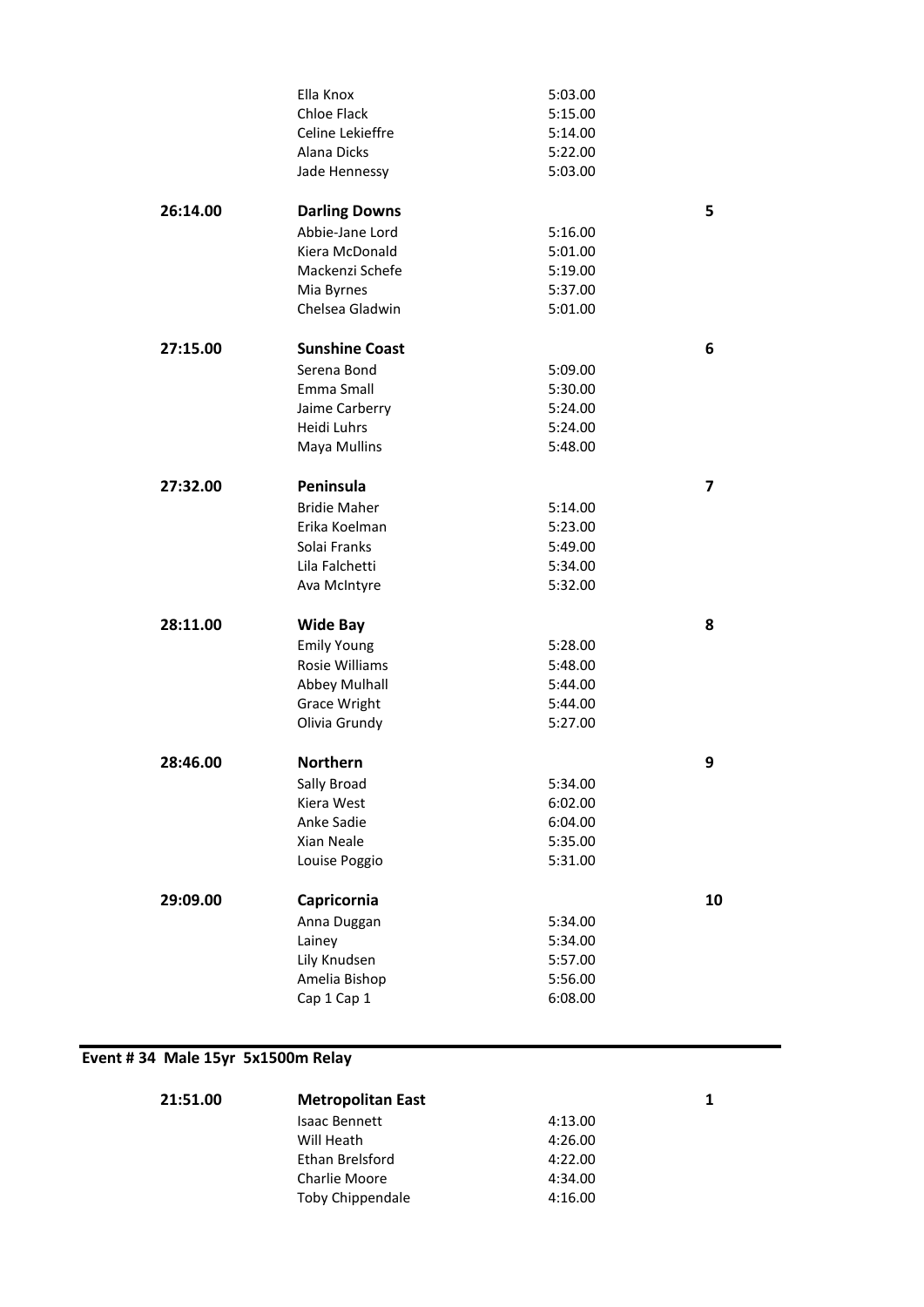| | | | |
|---|---|---|---|
| | Ella Knox | 5:03.00 | |
| | Chloe Flack | 5:15.00 | |
| | Celine Lekieffre | 5:14.00 | |
| | Alana Dicks | 5:22.00 | |
| | Jade Hennessy | 5:03.00 | |
| **26:14.00** | **Darling Downs** | | **5** |
| | Abbie-Jane Lord | 5:16.00 | |
| | Kiera McDonald | 5:01.00 | |
| | Mackenzi Schefe | 5:19.00 | |
| | Mia Byrnes | 5:37.00 | |
| | Chelsea Gladwin | 5:01.00 | |
| **27:15.00** | **Sunshine Coast** | | **6** |
| | Serena Bond | 5:09.00 | |
| | Emma Small | 5:30.00 | |
| | Jaime Carberry | 5:24.00 | |
| | Heidi Luhrs | 5:24.00 | |
| | Maya Mullins | 5:48.00 | |
| **27:32.00** | **Peninsula** | | **7** |
| | Bridie Maher | 5:14.00 | |
| | Erika Koelman | 5:23.00 | |
| | Solai Franks | 5:49.00 | |
| | Lila Falchetti | 5:34.00 | |
| | Ava McIntyre | 5:32.00 | |
| **28:11.00** | **Wide Bay** | | **8** |
| | Emily Young | 5:28.00 | |
| | Rosie Williams | 5:48.00 | |
| | Abbey Mulhall | 5:44.00 | |
| | Grace Wright | 5:44.00 | |
| | Olivia Grundy | 5:27.00 | |
| **28:46.00** | **Northern** | | **9** |
| | Sally Broad | 5:34.00 | |
| | Kiera West | 6:02.00 | |
| | Anke Sadie | 6:04.00 | |
| | Xian Neale | 5:35.00 | |
| | Louise Poggio | 5:31.00 | |
| **29:09.00** | **Capricornia** | | **10** |
| | Anna Duggan | 5:34.00 | |
| | Lainey | 5:34.00 | |
| | Lily Knudsen | 5:57.00 | |
| | Amelia Bishop | 5:56.00 | |
| | Cap 1 Cap 1 | 6:08.00 | |

## Event # 34 Male 15yr 5x1500m Relay

| | | | |
|---|---|---|---|
| **21:51.00** | **Metropolitan East** | | **1** |
| | Isaac Bennett | 4:13.00 | |
| | Will Heath | 4:26.00 | |
| | Ethan Brelsford | 4:22.00 | |
| | Charlie Moore | 4:34.00 | |
| | Toby Chippendale | 4:16.00 | |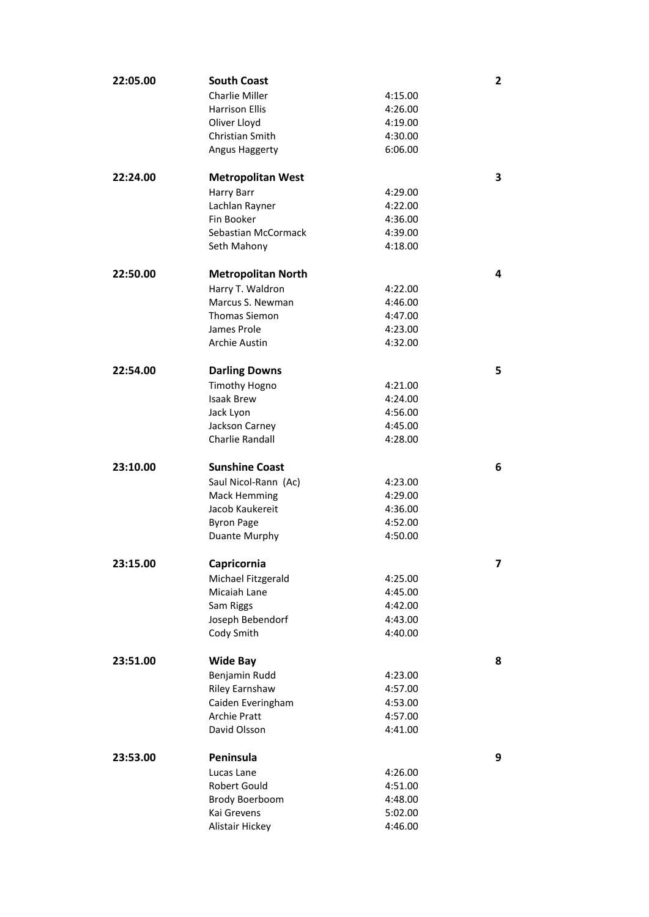| | | | |
|---|---|---|---|
| **22:05.00** | **South Coast** | | **2** |
| | Charlie Miller | 4:15.00 | |
| | Harrison Ellis | 4:26.00 | |
| | Oliver Lloyd | 4:19.00 | |
| | Christian Smith | 4:30.00 | |
| | Angus Haggerty | 6:06.00 | |
| **22:24.00** | **Metropolitan West** | | **3** |
| | Harry Barr | 4:29.00 | |
| | Lachlan Rayner | 4:22.00 | |
| | Fin Booker | 4:36.00 | |
| | Sebastian McCormack | 4:39.00 | |
| | Seth Mahony | 4:18.00 | |
| **22:50.00** | **Metropolitan North** | | **4** |
| | Harry T. Waldron | 4:22.00 | |
| | Marcus S. Newman | 4:46.00 | |
| | Thomas Siemon | 4:47.00 | |
| | James Prole | 4:23.00 | |
| | Archie Austin | 4:32.00 | |
| **22:54.00** | **Darling Downs** | | **5** |
| | Timothy Hogno | 4:21.00 | |
| | Isaak Brew | 4:24.00 | |
| | Jack Lyon | 4:56.00 | |
| | Jackson Carney | 4:45.00 | |
| | Charlie Randall | 4:28.00 | |
| **23:10.00** | **Sunshine Coast** | | **6** |
| | Saul Nicol-Rann (Ac) | 4:23.00 | |
| | Mack Hemming | 4:29.00 | |
| | Jacob Kaukereit | 4:36.00 | |
| | Byron Page | 4:52.00 | |
| | Duante Murphy | 4:50.00 | |
| **23:15.00** | **Capricornia** | | **7** |
| | Michael Fitzgerald | 4:25.00 | |
| | Micaiah Lane | 4:45.00 | |
| | Sam Riggs | 4:42.00 | |
| | Joseph Bebendorf | 4:43.00 | |
| | Cody Smith | 4:40.00 | |
| **23:51.00** | **Wide Bay** | | **8** |
| | Benjamin Rudd | 4:23.00 | |
| | Riley Earnshaw | 4:57.00 | |
| | Caiden Everingham | 4:53.00 | |
| | Archie Pratt | 4:57.00 | |
| | David Olsson | 4:41.00 | |
| **23:53.00** | **Peninsula** | | **9** |
| | Lucas Lane | 4:26.00 | |
| | Robert Gould | 4:51.00 | |
| | Brody Boerboom | 4:48.00 | |
| | Kai Grevens | 5:02.00 | |
| | Alistair Hickey | 4:46.00 | |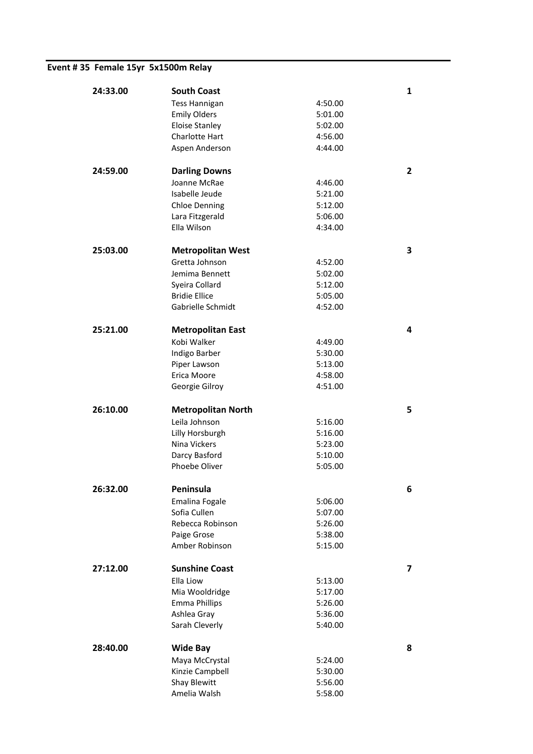### Event # 35 Female 15yr 5x1500m Relay

| Time | Team / Swimmer | Split | Place |
|---|---|---|---|
| 24:33.00 | **South Coast** | | 1 |
| | Tess Hannigan | 4:50.00 | |
| | Emily Olders | 5:01.00 | |
| | Eloise Stanley | 5:02.00 | |
| | Charlotte Hart | 4:56.00 | |
| | Aspen Anderson | 4:44.00 | |
| 24:59.00 | **Darling Downs** | | 2 |
| | Joanne McRae | 4:46.00 | |
| | Isabelle Jeude | 5:21.00 | |
| | Chloe Denning | 5:12.00 | |
| | Lara Fitzgerald | 5:06.00 | |
| | Ella Wilson | 4:34.00 | |
| 25:03.00 | **Metropolitan West** | | 3 |
| | Gretta Johnson | 4:52.00 | |
| | Jemima Bennett | 5:02.00 | |
| | Syeira Collard | 5:12.00 | |
| | Bridie Ellice | 5:05.00 | |
| | Gabrielle Schmidt | 4:52.00 | |
| 25:21.00 | **Metropolitan East** | | 4 |
| | Kobi Walker | 4:49.00 | |
| | Indigo Barber | 5:30.00 | |
| | Piper Lawson | 5:13.00 | |
| | Erica Moore | 4:58.00 | |
| | Georgie Gilroy | 4:51.00 | |
| 26:10.00 | **Metropolitan North** | | 5 |
| | Leila Johnson | 5:16.00 | |
| | Lilly Horsburgh | 5:16.00 | |
| | Nina Vickers | 5:23.00 | |
| | Darcy Basford | 5:10.00 | |
| | Phoebe Oliver | 5:05.00 | |
| 26:32.00 | **Peninsula** | | 6 |
| | Emalina Fogale | 5:06.00 | |
| | Sofia Cullen | 5:07.00 | |
| | Rebecca Robinson | 5:26.00 | |
| | Paige Grose | 5:38.00 | |
| | Amber Robinson | 5:15.00 | |
| 27:12.00 | **Sunshine Coast** | | 7 |
| | Ella Liow | 5:13.00 | |
| | Mia Wooldridge | 5:17.00 | |
| | Emma Phillips | 5:26.00 | |
| | Ashlea Gray | 5:36.00 | |
| | Sarah Cleverly | 5:40.00 | |
| 28:40.00 | **Wide Bay** | | 8 |
| | Maya McCrystal | 5:24.00 | |
| | Kinzie Campbell | 5:30.00 | |
| | Shay Blewitt | 5:56.00 | |
| | Amelia Walsh | 5:58.00 | |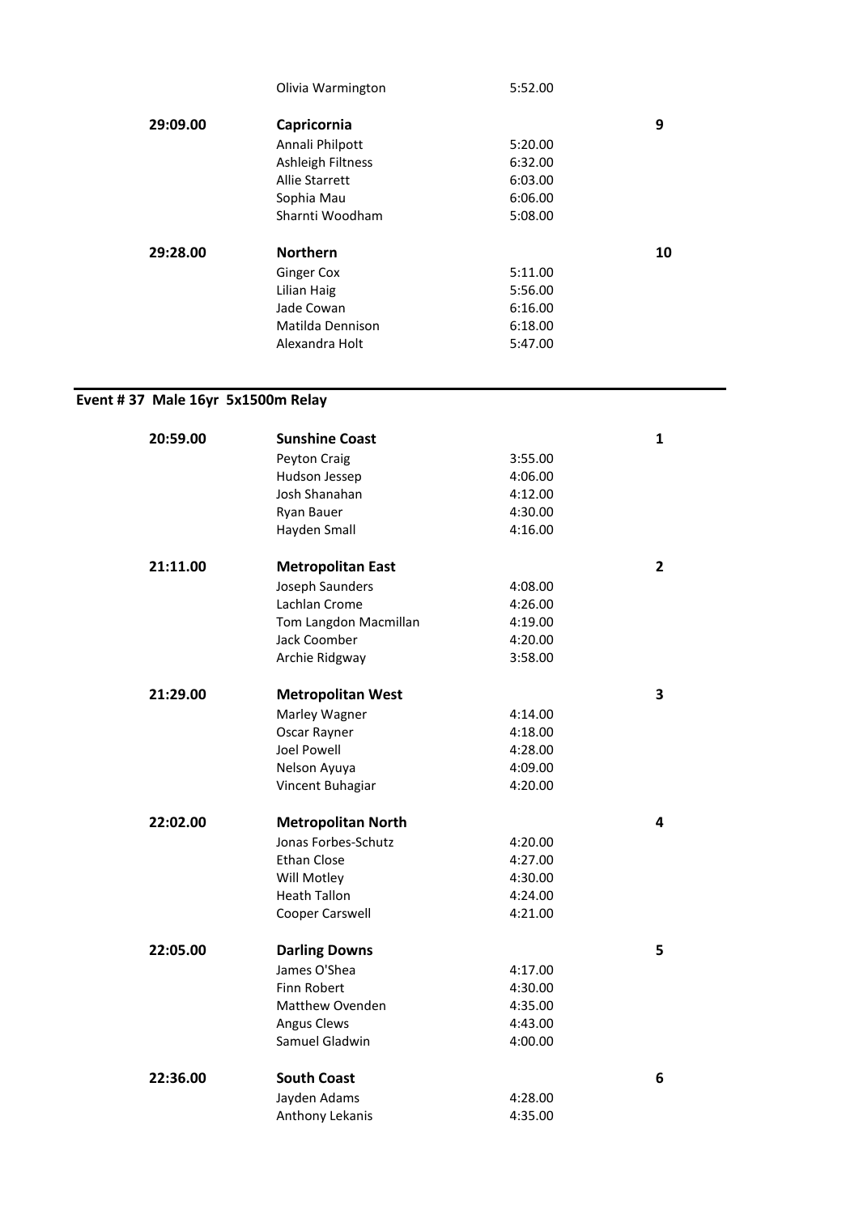| | Olivia Warmington | 5:52.00 | |
|---|---|---|---|
| **29:09.00** | **Capricornia** | | **9** |
| | Annali Philpott | 5:20.00 | |
| | Ashleigh Filtness | 6:32.00 | |
| | Allie Starrett | 6:03.00 | |
| | Sophia Mau | 6:06.00 | |
| | Sharnti Woodham | 5:08.00 | |
| **29:28.00** | **Northern** | | **10** |
| | Ginger Cox | 5:11.00 | |
| | Lilian Haig | 5:56.00 | |
| | Jade Cowan | 6:16.00 | |
| | Matilda Dennison | 6:18.00 | |
| | Alexandra Holt | 5:47.00 | |

## Event # 37 Male 16yr 5x1500m Relay

| | | | |
|---|---|---|---|
| **20:59.00** | **Sunshine Coast** | | **1** |
| | Peyton Craig | 3:55.00 | |
| | Hudson Jessep | 4:06.00 | |
| | Josh Shanahan | 4:12.00 | |
| | Ryan Bauer | 4:30.00 | |
| | Hayden Small | 4:16.00 | |
| **21:11.00** | **Metropolitan East** | | **2** |
| | Joseph Saunders | 4:08.00 | |
| | Lachlan Crome | 4:26.00 | |
| | Tom Langdon Macmillan | 4:19.00 | |
| | Jack Coomber | 4:20.00 | |
| | Archie Ridgway | 3:58.00 | |
| **21:29.00** | **Metropolitan West** | | **3** |
| | Marley Wagner | 4:14.00 | |
| | Oscar Rayner | 4:18.00 | |
| | Joel Powell | 4:28.00 | |
| | Nelson Ayuya | 4:09.00 | |
| | Vincent Buhagiar | 4:20.00 | |
| **22:02.00** | **Metropolitan North** | | **4** |
| | Jonas Forbes-Schutz | 4:20.00 | |
| | Ethan Close | 4:27.00 | |
| | Will Motley | 4:30.00 | |
| | Heath Tallon | 4:24.00 | |
| | Cooper Carswell | 4:21.00 | |
| **22:05.00** | **Darling Downs** | | **5** |
| | James O'Shea | 4:17.00 | |
| | Finn Robert | 4:30.00 | |
| | Matthew Ovenden | 4:35.00 | |
| | Angus Clews | 4:43.00 | |
| | Samuel Gladwin | 4:00.00 | |
| **22:36.00** | **South Coast** | | **6** |
| | Jayden Adams | 4:28.00 | |
| | Anthony Lekanis | 4:35.00 | |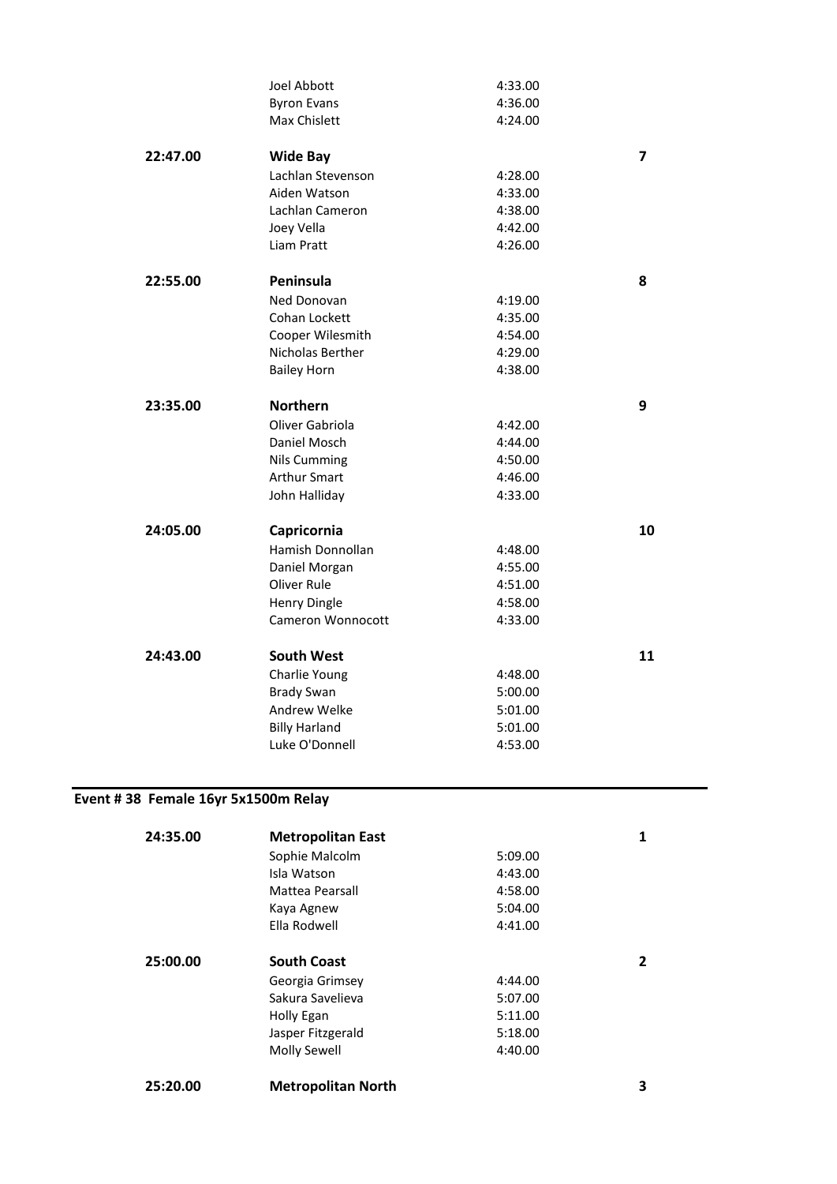| | | | |
|---|---|---|---|
| | Joel Abbott | 4:33.00 | |
| | Byron Evans | 4:36.00 | |
| | Max Chislett | 4:24.00 | |
| **22:47.00** | **Wide Bay** | | **7** |
| | Lachlan Stevenson | 4:28.00 | |
| | Aiden Watson | 4:33.00 | |
| | Lachlan Cameron | 4:38.00 | |
| | Joey Vella | 4:42.00 | |
| | Liam Pratt | 4:26.00 | |
| **22:55.00** | **Peninsula** | | **8** |
| | Ned Donovan | 4:19.00 | |
| | Cohan Lockett | 4:35.00 | |
| | Cooper Wilesmith | 4:54.00 | |
| | Nicholas Berther | 4:29.00 | |
| | Bailey Horn | 4:38.00 | |
| **23:35.00** | **Northern** | | **9** |
| | Oliver Gabriola | 4:42.00 | |
| | Daniel Mosch | 4:44.00 | |
| | Nils Cumming | 4:50.00 | |
| | Arthur Smart | 4:46.00 | |
| | John Halliday | 4:33.00 | |
| **24:05.00** | **Capricornia** | | **10** |
| | Hamish Donnollan | 4:48.00 | |
| | Daniel Morgan | 4:55.00 | |
| | Oliver Rule | 4:51.00 | |
| | Henry Dingle | 4:58.00 | |
| | Cameron Wonnocott | 4:33.00 | |
| **24:43.00** | **South West** | | **11** |
| | Charlie Young | 4:48.00 | |
| | Brady Swan | 5:00.00 | |
| | Andrew Welke | 5:01.00 | |
| | Billy Harland | 5:01.00 | |
| | Luke O'Donnell | 4:53.00 | |

## Event # 38 Female 16yr 5x1500m Relay

| | | | |
|---|---|---|---|
| **24:35.00** | **Metropolitan East** | | **1** |
| | Sophie Malcolm | 5:09.00 | |
| | Isla Watson | 4:43.00 | |
| | Mattea Pearsall | 4:58.00 | |
| | Kaya Agnew | 5:04.00 | |
| | Ella Rodwell | 4:41.00 | |
| **25:00.00** | **South Coast** | | **2** |
| | Georgia Grimsey | 4:44.00 | |
| | Sakura Savelieva | 5:07.00 | |
| | Holly Egan | 5:11.00 | |
| | Jasper Fitzgerald | 5:18.00 | |
| | Molly Sewell | 4:40.00 | |
| **25:20.00** | **Metropolitan North** | | **3** |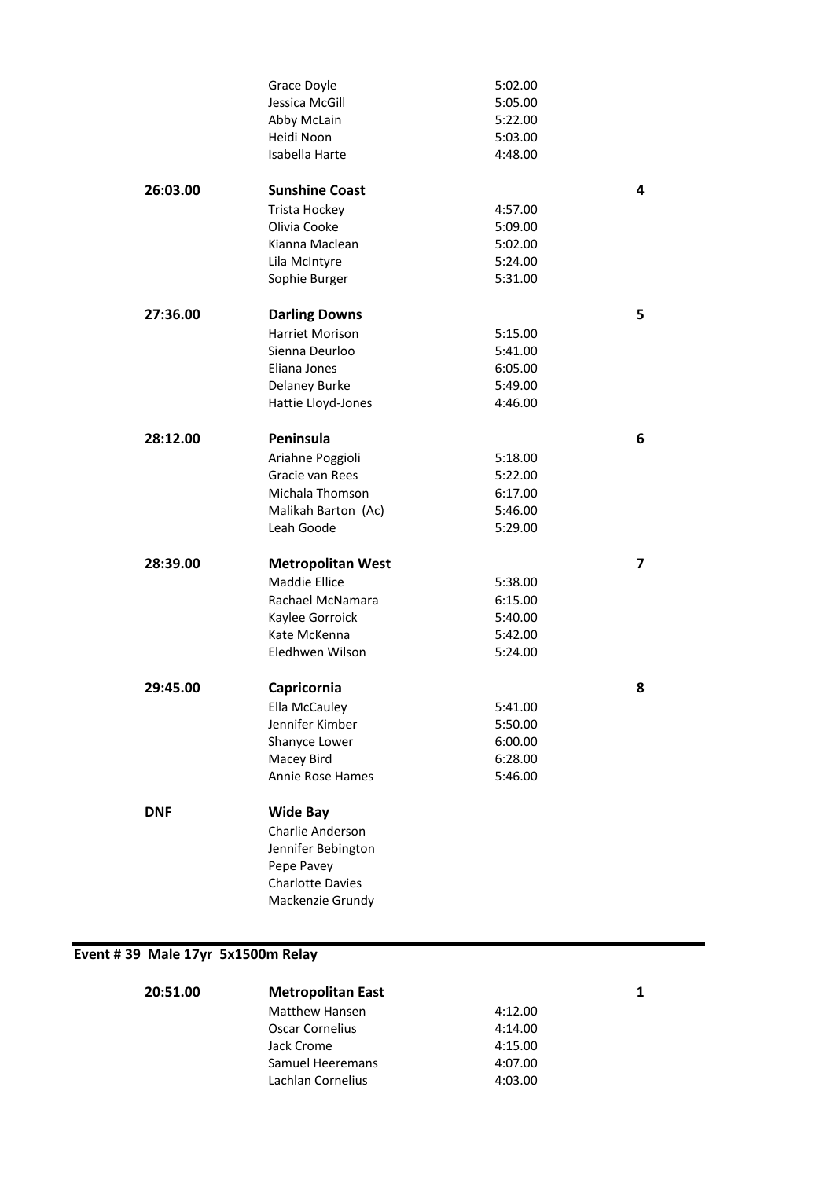| Time | Team / Athlete | Split | Place |
|---|---|---|---|
| | Grace Doyle | 5:02.00 | |
| | Jessica McGill | 5:05.00 | |
| | Abby McLain | 5:22.00 | |
| | Heidi Noon | 5:03.00 | |
| | Isabella Harte | 4:48.00 | |
| **26:03.00** | **Sunshine Coast** | | **4** |
| | Trista Hockey | 4:57.00 | |
| | Olivia Cooke | 5:09.00 | |
| | Kianna Maclean | 5:02.00 | |
| | Lila McIntyre | 5:24.00 | |
| | Sophie Burger | 5:31.00 | |
| **27:36.00** | **Darling Downs** | | **5** |
| | Harriet Morison | 5:15.00 | |
| | Sienna Deurloo | 5:41.00 | |
| | Eliana Jones | 6:05.00 | |
| | Delaney Burke | 5:49.00 | |
| | Hattie Lloyd-Jones | 4:46.00 | |
| **28:12.00** | **Peninsula** | | **6** |
| | Ariahne Poggioli | 5:18.00 | |
| | Gracie van Rees | 5:22.00 | |
| | Michala Thomson | 6:17.00 | |
| | Malikah Barton (Ac) | 5:46.00 | |
| | Leah Goode | 5:29.00 | |
| **28:39.00** | **Metropolitan West** | | **7** |
| | Maddie Ellice | 5:38.00 | |
| | Rachael McNamara | 6:15.00 | |
| | Kaylee Gorroick | 5:40.00 | |
| | Kate McKenna | 5:42.00 | |
| | Eledhwen Wilson | 5:24.00 | |
| **29:45.00** | **Capricornia** | | **8** |
| | Ella McCauley | 5:41.00 | |
| | Jennifer Kimber | 5:50.00 | |
| | Shanyce Lower | 6:00.00 | |
| | Macey Bird | 6:28.00 | |
| | Annie Rose Hames | 5:46.00 | |
| **DNF** | **Wide Bay** | | |
| | Charlie Anderson | | |
| | Jennifer Bebington | | |
| | Pepe Pavey | | |
| | Charlotte Davies | | |
| | Mackenzie Grundy | | |

## Event # 39 Male 17yr 5x1500m Relay

| Time | Team / Athlete | Split | Place |
|---|---|---|---|
| **20:51.00** | **Metropolitan East** | | **1** |
| | Matthew Hansen | 4:12.00 | |
| | Oscar Cornelius | 4:14.00 | |
| | Jack Crome | 4:15.00 | |
| | Samuel Heeremans | 4:07.00 | |
| | Lachlan Cornelius | 4:03.00 | |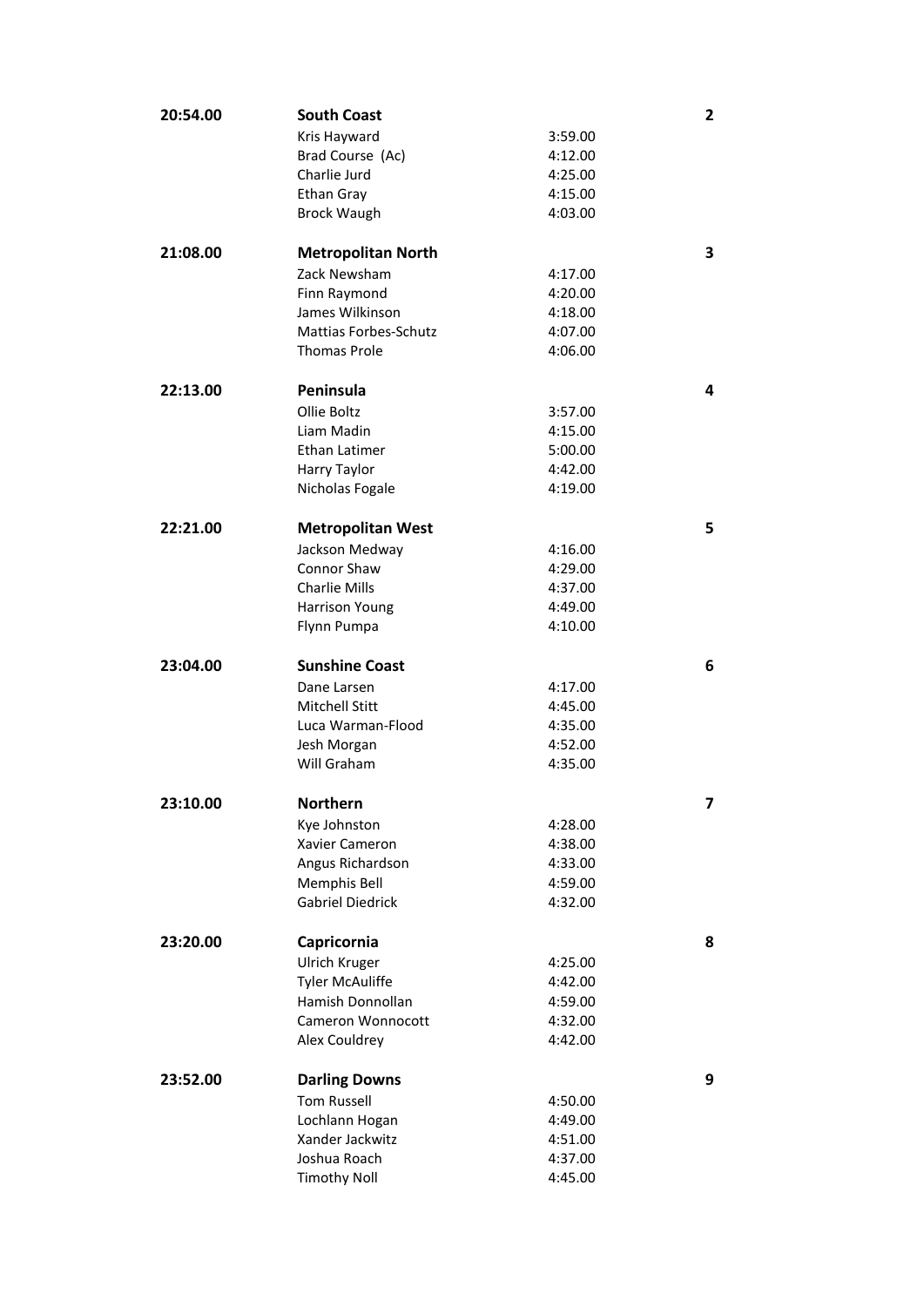| Time | Team / Athlete | Split | Place |
|---|---|---|---|
| **20:54.00** | **South Coast** | | **2** |
| | Kris Hayward | 3:59.00 | |
| | Brad Course (Ac) | 4:12.00 | |
| | Charlie Jurd | 4:25.00 | |
| | Ethan Gray | 4:15.00 | |
| | Brock Waugh | 4:03.00 | |
| **21:08.00** | **Metropolitan North** | | **3** |
| | Zack Newsham | 4:17.00 | |
| | Finn Raymond | 4:20.00 | |
| | James Wilkinson | 4:18.00 | |
| | Mattias Forbes-Schutz | 4:07.00 | |
| | Thomas Prole | 4:06.00 | |
| **22:13.00** | **Peninsula** | | **4** |
| | Ollie Boltz | 3:57.00 | |
| | Liam Madin | 4:15.00 | |
| | Ethan Latimer | 5:00.00 | |
| | Harry Taylor | 4:42.00 | |
| | Nicholas Fogale | 4:19.00 | |
| **22:21.00** | **Metropolitan West** | | **5** |
| | Jackson Medway | 4:16.00 | |
| | Connor Shaw | 4:29.00 | |
| | Charlie Mills | 4:37.00 | |
| | Harrison Young | 4:49.00 | |
| | Flynn Pumpa | 4:10.00 | |
| **23:04.00** | **Sunshine Coast** | | **6** |
| | Dane Larsen | 4:17.00 | |
| | Mitchell Stitt | 4:45.00 | |
| | Luca Warman-Flood | 4:35.00 | |
| | Jesh Morgan | 4:52.00 | |
| | Will Graham | 4:35.00 | |
| **23:10.00** | **Northern** | | **7** |
| | Kye Johnston | 4:28.00 | |
| | Xavier Cameron | 4:38.00 | |
| | Angus Richardson | 4:33.00 | |
| | Memphis Bell | 4:59.00 | |
| | Gabriel Diedrick | 4:32.00 | |
| **23:20.00** | **Capricornia** | | **8** |
| | Ulrich Kruger | 4:25.00 | |
| | Tyler McAuliffe | 4:42.00 | |
| | Hamish Donnollan | 4:59.00 | |
| | Cameron Wonnocott | 4:32.00 | |
| | Alex Couldrey | 4:42.00 | |
| **23:52.00** | **Darling Downs** | | **9** |
| | Tom Russell | 4:50.00 | |
| | Lochlann Hogan | 4:49.00 | |
| | Xander Jackwitz | 4:51.00 | |
| | Joshua Roach | 4:37.00 | |
| | Timothy Noll | 4:45.00 | |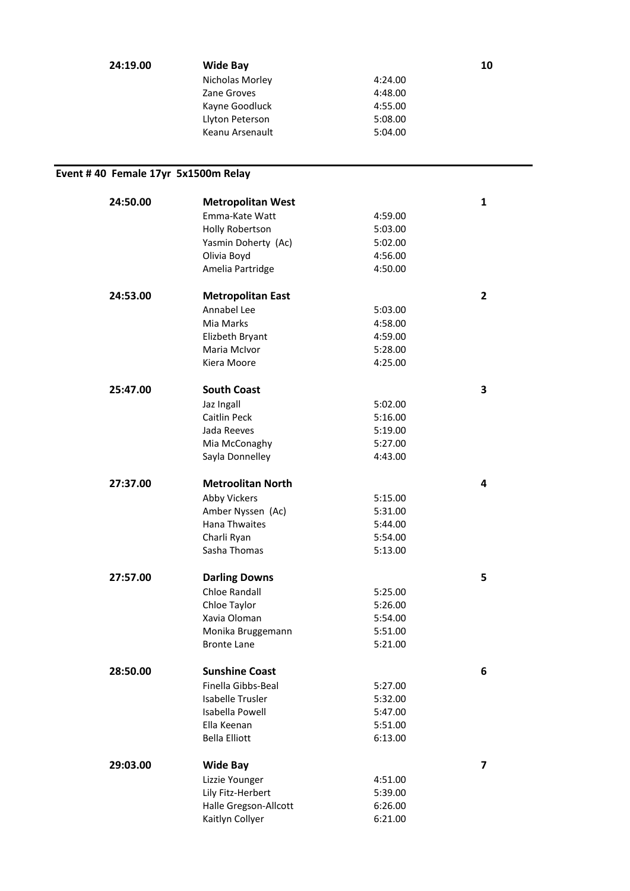| | | | |
|---|---|---|---|
| **24:19.00** | **Wide Bay** | | **10** |
| | Nicholas Morley | 4:24.00 | |
| | Zane Groves | 4:48.00 | |
| | Kayne Goodluck | 4:55.00 | |
| | Llyton Peterson | 5:08.00 | |
| | Keanu Arsenault | 5:04.00 | |

## Event # 40 Female 17yr 5x1500m Relay

| | | | |
|---|---|---|---|
| **24:50.00** | **Metropolitan West** | | **1** |
| | Emma-Kate Watt | 4:59.00 | |
| | Holly Robertson | 5:03.00 | |
| | Yasmin Doherty (Ac) | 5:02.00 | |
| | Olivia Boyd | 4:56.00 | |
| | Amelia Partridge | 4:50.00 | |
| **24:53.00** | **Metropolitan East** | | **2** |
| | Annabel Lee | 5:03.00 | |
| | Mia Marks | 4:58.00 | |
| | Elizbeth Bryant | 4:59.00 | |
| | Maria McIvor | 5:28.00 | |
| | Kiera Moore | 4:25.00 | |
| **25:47.00** | **South Coast** | | **3** |
| | Jaz Ingall | 5:02.00 | |
| | Caitlin Peck | 5:16.00 | |
| | Jada Reeves | 5:19.00 | |
| | Mia McConaghy | 5:27.00 | |
| | Sayla Donnelley | 4:43.00 | |
| **27:37.00** | **Metroolitan North** | | **4** |
| | Abby Vickers | 5:15.00 | |
| | Amber Nyssen (Ac) | 5:31.00 | |
| | Hana Thwaites | 5:44.00 | |
| | Charli Ryan | 5:54.00 | |
| | Sasha Thomas | 5:13.00 | |
| **27:57.00** | **Darling Downs** | | **5** |
| | Chloe Randall | 5:25.00 | |
| | Chloe Taylor | 5:26.00 | |
| | Xavia Oloman | 5:54.00 | |
| | Monika Bruggemann | 5:51.00 | |
| | Bronte Lane | 5:21.00 | |
| **28:50.00** | **Sunshine Coast** | | **6** |
| | Finella Gibbs-Beal | 5:27.00 | |
| | Isabelle Trusler | 5:32.00 | |
| | Isabella Powell | 5:47.00 | |
| | Ella Keenan | 5:51.00 | |
| | Bella Elliott | 6:13.00 | |
| **29:03.00** | **Wide Bay** | | **7** |
| | Lizzie Younger | 4:51.00 | |
| | Lily Fitz-Herbert | 5:39.00 | |
| | Halle Gregson-Allcott | 6:26.00 | |
| | Kaitlyn Collyer | 6:21.00 | |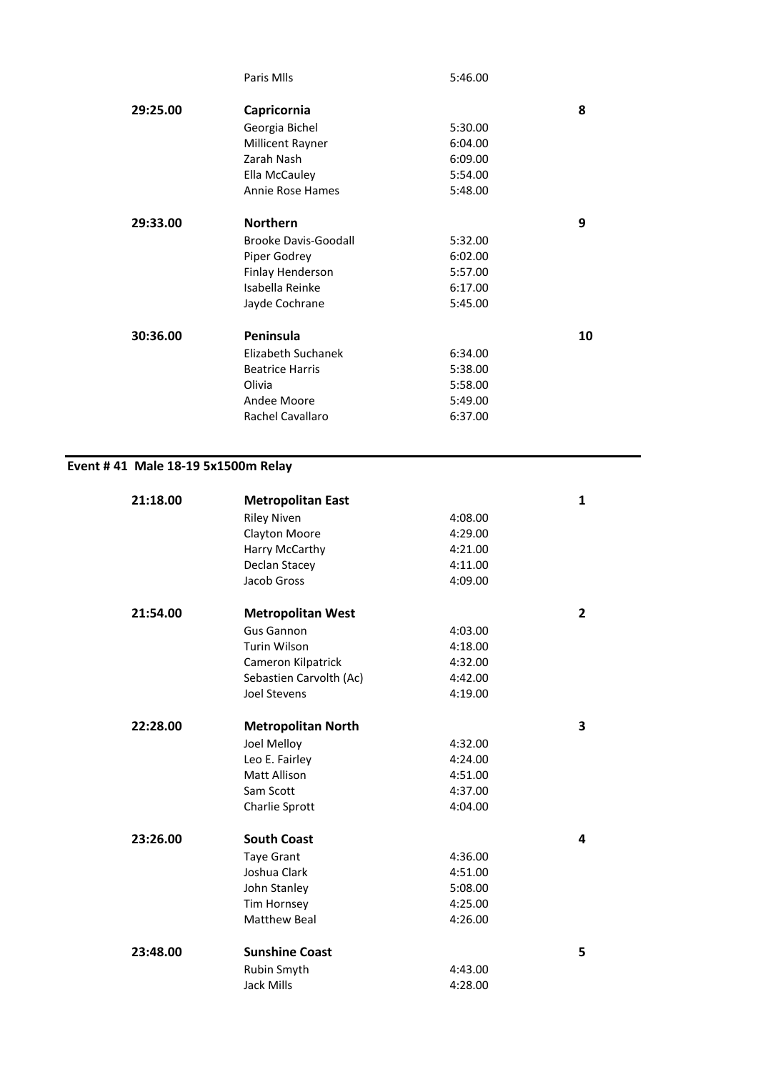| | Paris Mlls | 5:46.00 | |
|---|---|---|---|
| **29:25.00** | **Capricornia** | | **8** |
| | Georgia Bichel | 5:30.00 | |
| | Millicent Rayner | 6:04.00 | |
| | Zarah Nash | 6:09.00 | |
| | Ella McCauley | 5:54.00 | |
| | Annie Rose Hames | 5:48.00 | |
| **29:33.00** | **Northern** | | **9** |
| | Brooke Davis-Goodall | 5:32.00 | |
| | Piper Godrey | 6:02.00 | |
| | Finlay Henderson | 5:57.00 | |
| | Isabella Reinke | 6:17.00 | |
| | Jayde Cochrane | 5:45.00 | |
| **30:36.00** | **Peninsula** | | **10** |
| | Elizabeth Suchanek | 6:34.00 | |
| | Beatrice Harris | 5:38.00 | |
| | Olivia | 5:58.00 | |
| | Andee Moore | 5:49.00 | |
| | Rachel Cavallaro | 6:37.00 | |

## Event # 41 Male 18-19 5x1500m Relay

| | | | |
|---|---|---|---|
| **21:18.00** | **Metropolitan East** | | **1** |
| | Riley Niven | 4:08.00 | |
| | Clayton Moore | 4:29.00 | |
| | Harry McCarthy | 4:21.00 | |
| | Declan Stacey | 4:11.00 | |
| | Jacob Gross | 4:09.00 | |
| **21:54.00** | **Metropolitan West** | | **2** |
| | Gus Gannon | 4:03.00 | |
| | Turin Wilson | 4:18.00 | |
| | Cameron Kilpatrick | 4:32.00 | |
| | Sebastien Carvolth (Ac) | 4:42.00 | |
| | Joel Stevens | 4:19.00 | |
| **22:28.00** | **Metropolitan North** | | **3** |
| | Joel Melloy | 4:32.00 | |
| | Leo E. Fairley | 4:24.00 | |
| | Matt Allison | 4:51.00 | |
| | Sam Scott | 4:37.00 | |
| | Charlie Sprott | 4:04.00 | |
| **23:26.00** | **South Coast** | | **4** |
| | Taye Grant | 4:36.00 | |
| | Joshua Clark | 4:51.00 | |
| | John Stanley | 5:08.00 | |
| | Tim Hornsey | 4:25.00 | |
| | Matthew Beal | 4:26.00 | |
| **23:48.00** | **Sunshine Coast** | | **5** |
| | Rubin Smyth | 4:43.00 | |
| | Jack Mills | 4:28.00 | |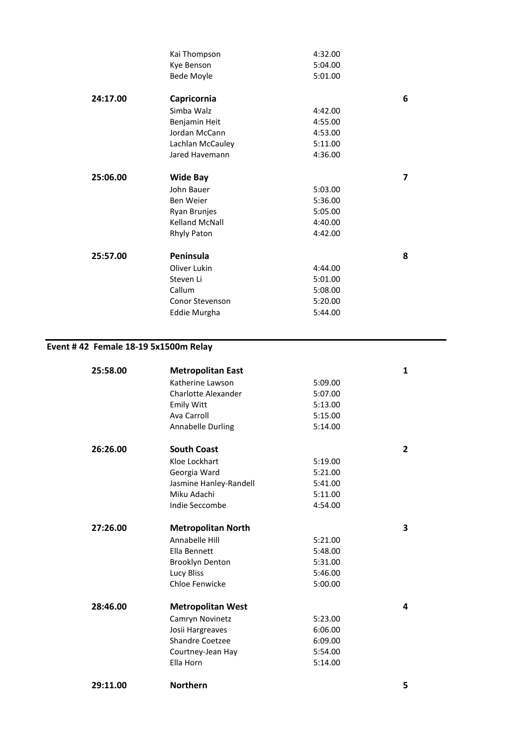| | | | |
|---|---|---|---|
| | Kai Thompson | 4:32.00 | |
| | Kye Benson | 5:04.00 | |
| | Bede Moyle | 5:01.00 | |
| **24:17.00** | **Capricornia** | | **6** |
| | Simba Walz | 4:42.00 | |
| | Benjamin Heit | 4:55.00 | |
| | Jordan McCann | 4:53.00 | |
| | Lachlan McCauley | 5:11.00 | |
| | Jared Havemann | 4:36.00 | |
| **25:06.00** | **Wide Bay** | | **7** |
| | John Bauer | 5:03.00 | |
| | Ben Weier | 5:36.00 | |
| | Ryan Brunjes | 5:05.00 | |
| | Kelland McNall | 4:40.00 | |
| | Rhyly Paton | 4:42.00 | |
| **25:57.00** | **Peninsula** | | **8** |
| | Oliver Lukin | 4:44.00 | |
| | Steven Li | 5:01.00 | |
| | Callum | 5:08.00 | |
| | Conor Stevenson | 5:20.00 | |
| | Eddie Murgha | 5:44.00 | |

## Event # 42 Female 18-19 5x1500m Relay

| | | | |
|---|---|---|---|
| **25:58.00** | **Metropolitan East** | | **1** |
| | Katherine Lawson | 5:09.00 | |
| | Charlotte Alexander | 5:07.00 | |
| | Emily Witt | 5:13.00 | |
| | Ava Carroll | 5:15.00 | |
| | Annabelle Durling | 5:14.00 | |
| **26:26.00** | **South Coast** | | **2** |
| | Kloe Lockhart | 5:19.00 | |
| | Georgia Ward | 5:21.00 | |
| | Jasmine Hanley-Randell | 5:41.00 | |
| | Miku Adachi | 5:11.00 | |
| | Indie Seccombe | 4:54.00 | |
| **27:26.00** | **Metropolitan North** | | **3** |
| | Annabelle Hill | 5:21.00 | |
| | Ella Bennett | 5:48.00 | |
| | Brooklyn Denton | 5:31.00 | |
| | Lucy Bliss | 5:46.00 | |
| | Chloe Fenwicke | 5:00.00 | |
| **28:46.00** | **Metropolitan West** | | **4** |
| | Camryn Novinetz | 5:23.00 | |
| | Josii Hargreaves | 6:06.00 | |
| | Shandre Coetzee | 6:09.00 | |
| | Courtney-Jean Hay | 5:54.00 | |
| | Ella Horn | 5:14.00 | |
| **29:11.00** | **Northern** | | **5** |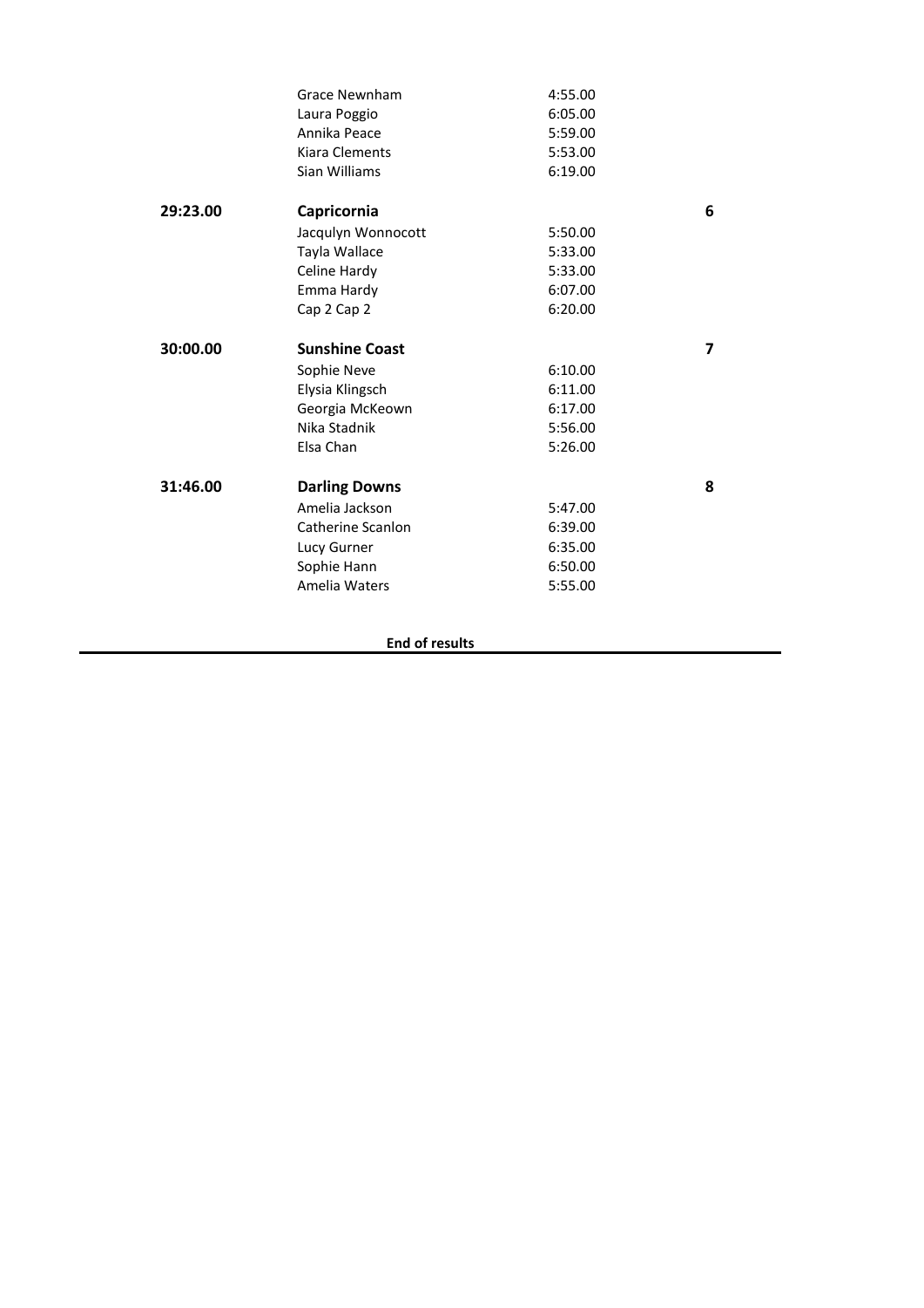| | | | |
|---|---|---|---|
| | Grace Newnham | 4:55.00 | |
| | Laura Poggio | 6:05.00 | |
| | Annika Peace | 5:59.00 | |
| | Kiara Clements | 5:53.00 | |
| | Sian Williams | 6:19.00 | |
| **29:23.00** | **Capricornia** | | **6** |
| | Jacqulyn Wonnocott | 5:50.00 | |
| | Tayla Wallace | 5:33.00 | |
| | Celine Hardy | 5:33.00 | |
| | Emma Hardy | 6:07.00 | |
| | Cap 2 Cap 2 | 6:20.00 | |
| **30:00.00** | **Sunshine Coast** | | **7** |
| | Sophie Neve | 6:10.00 | |
| | Elysia Klingsch | 6:11.00 | |
| | Georgia McKeown | 6:17.00 | |
| | Nika Stadnik | 5:56.00 | |
| | Elsa Chan | 5:26.00 | |
| **31:46.00** | **Darling Downs** | | **8** |
| | Amelia Jackson | 5:47.00 | |
| | Catherine Scanlon | 6:39.00 | |
| | Lucy Gurner | 6:35.00 | |
| | Sophie Hann | 6:50.00 | |
| | Amelia Waters | 5:55.00 | |

**End of results**